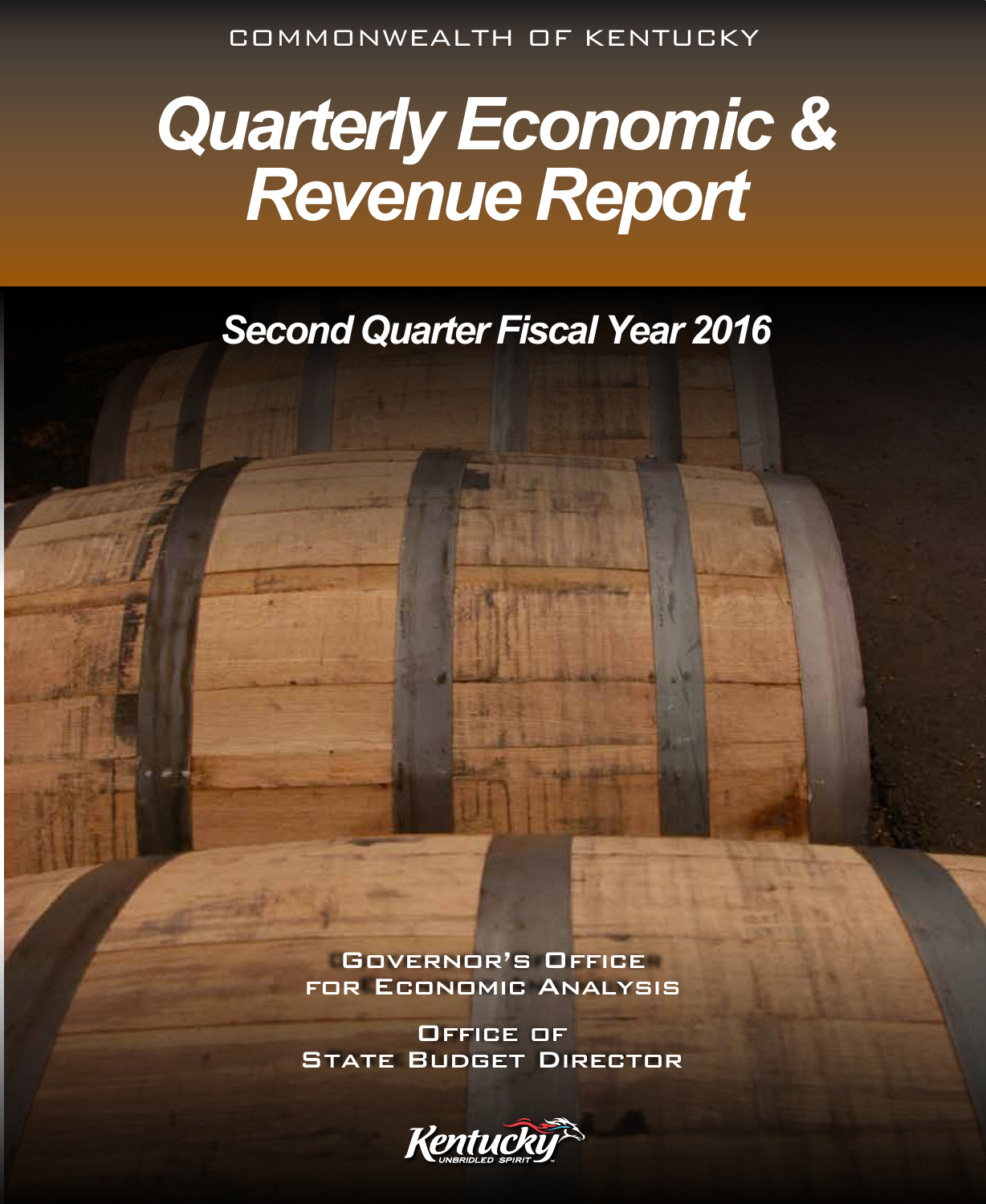COMMONWEALTH OF KENTUCKY

# Quarterly Economic & Revenue Report

## Second Quarter Fiscal Year 2016

Governor's Office for Economic Analysis

Office of State Budget Director

Kentucky
UNBRIDLED SPIRIT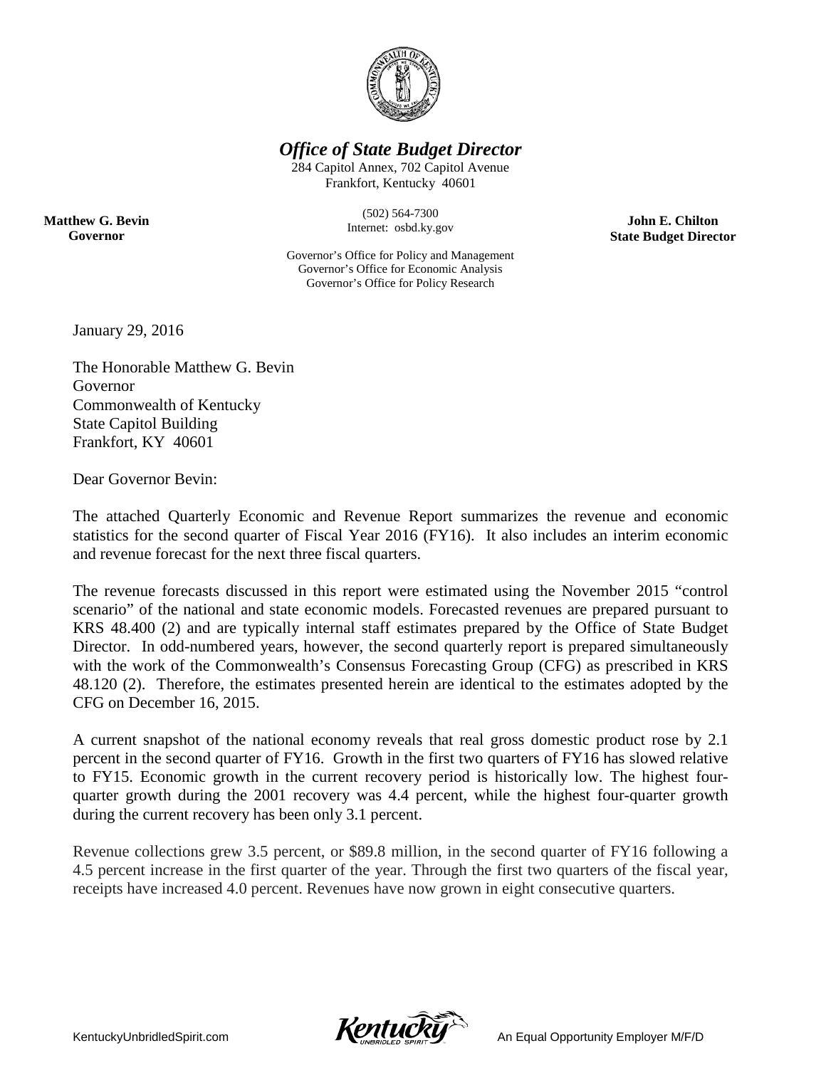# *Office of State Budget Director*

284 Capitol Annex, 702 Capitol Avenue
Frankfort, Kentucky 40601

(502) 564-7300
Internet: osbd.ky.gov

**Matthew G. Bevin**
**Governor**

**John E. Chilton**
**State Budget Director**

Governor's Office for Policy and Management
Governor's Office for Economic Analysis
Governor's Office for Policy Research

January 29, 2016

The Honorable Matthew G. Bevin
Governor
Commonwealth of Kentucky
State Capitol Building
Frankfort, KY 40601

Dear Governor Bevin:

The attached Quarterly Economic and Revenue Report summarizes the revenue and economic statistics for the second quarter of Fiscal Year 2016 (FY16). It also includes an interim economic and revenue forecast for the next three fiscal quarters.

The revenue forecasts discussed in this report were estimated using the November 2015 "control scenario" of the national and state economic models. Forecasted revenues are prepared pursuant to KRS 48.400 (2) and are typically internal staff estimates prepared by the Office of State Budget Director. In odd-numbered years, however, the second quarterly report is prepared simultaneously with the work of the Commonwealth's Consensus Forecasting Group (CFG) as prescribed in KRS 48.120 (2). Therefore, the estimates presented herein are identical to the estimates adopted by the CFG on December 16, 2015.

A current snapshot of the national economy reveals that real gross domestic product rose by 2.1 percent in the second quarter of FY16. Growth in the first two quarters of FY16 has slowed relative to FY15. Economic growth in the current recovery period is historically low. The highest four-quarter growth during the 2001 recovery was 4.4 percent, while the highest four-quarter growth during the current recovery has been only 3.1 percent.

Revenue collections grew 3.5 percent, or $89.8 million, in the second quarter of FY16 following a 4.5 percent increase in the first quarter of the year. Through the first two quarters of the fiscal year, receipts have increased 4.0 percent. Revenues have now grown in eight consecutive quarters.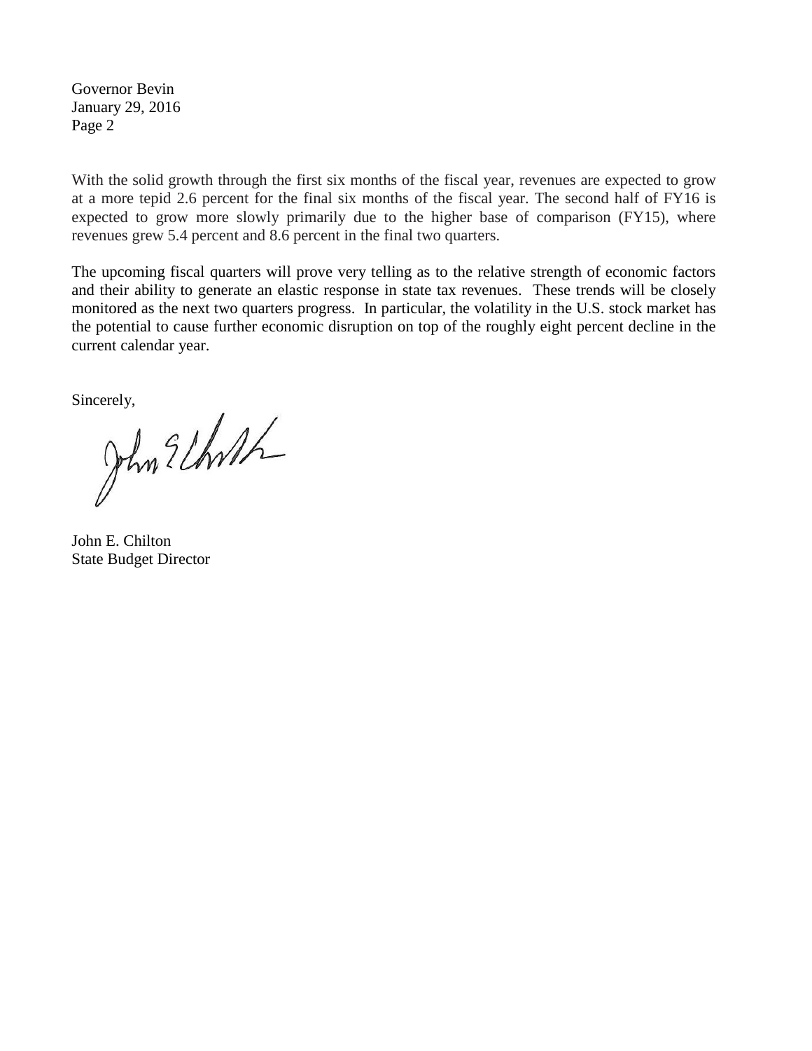With the solid growth through the first six months of the fiscal year, revenues are expected to grow at a more tepid 2.6 percent for the final six months of the fiscal year. The second half of FY16 is expected to grow more slowly primarily due to the higher base of comparison (FY15), where revenues grew 5.4 percent and 8.6 percent in the final two quarters.

The upcoming fiscal quarters will prove very telling as to the relative strength of economic factors and their ability to generate an elastic response in state tax revenues. These trends will be closely monitored as the next two quarters progress. In particular, the volatility in the U.S. stock market has the potential to cause further economic disruption on top of the roughly eight percent decline in the current calendar year.

Sincerely,

John E. Chilton
State Budget Director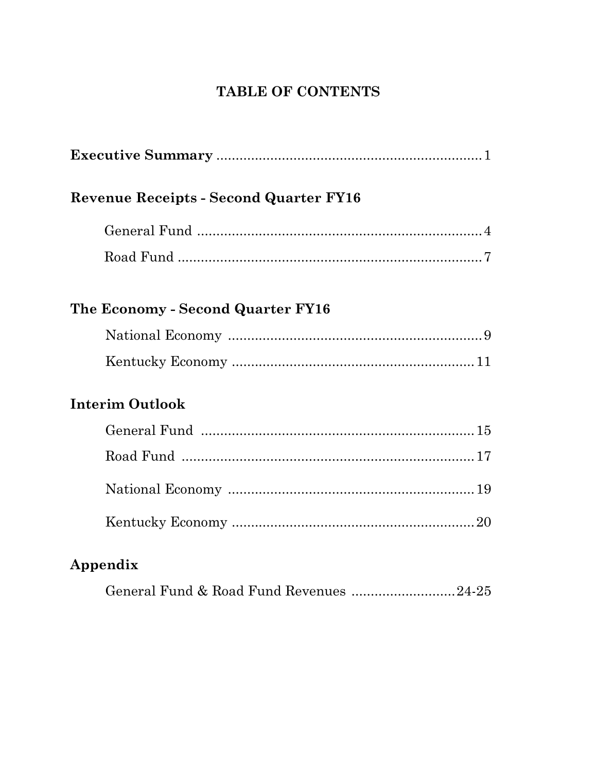# TABLE OF CONTENTS

**Executive Summary** ........................................................................ 1

**Revenue Receipts - Second Quarter FY16**

- General Fund ........................................................................ 4
- Road Fund ........................................................................ 7

**The Economy - Second Quarter FY16**

- National Economy ........................................................................ 9
- Kentucky Economy ........................................................................ 11

**Interim Outlook**

- General Fund ........................................................................ 15
- Road Fund ........................................................................ 17
- National Economy ........................................................................ 19
- Kentucky Economy ........................................................................ 20

**Appendix**

- General Fund & Road Fund Revenues ........................................ 24-25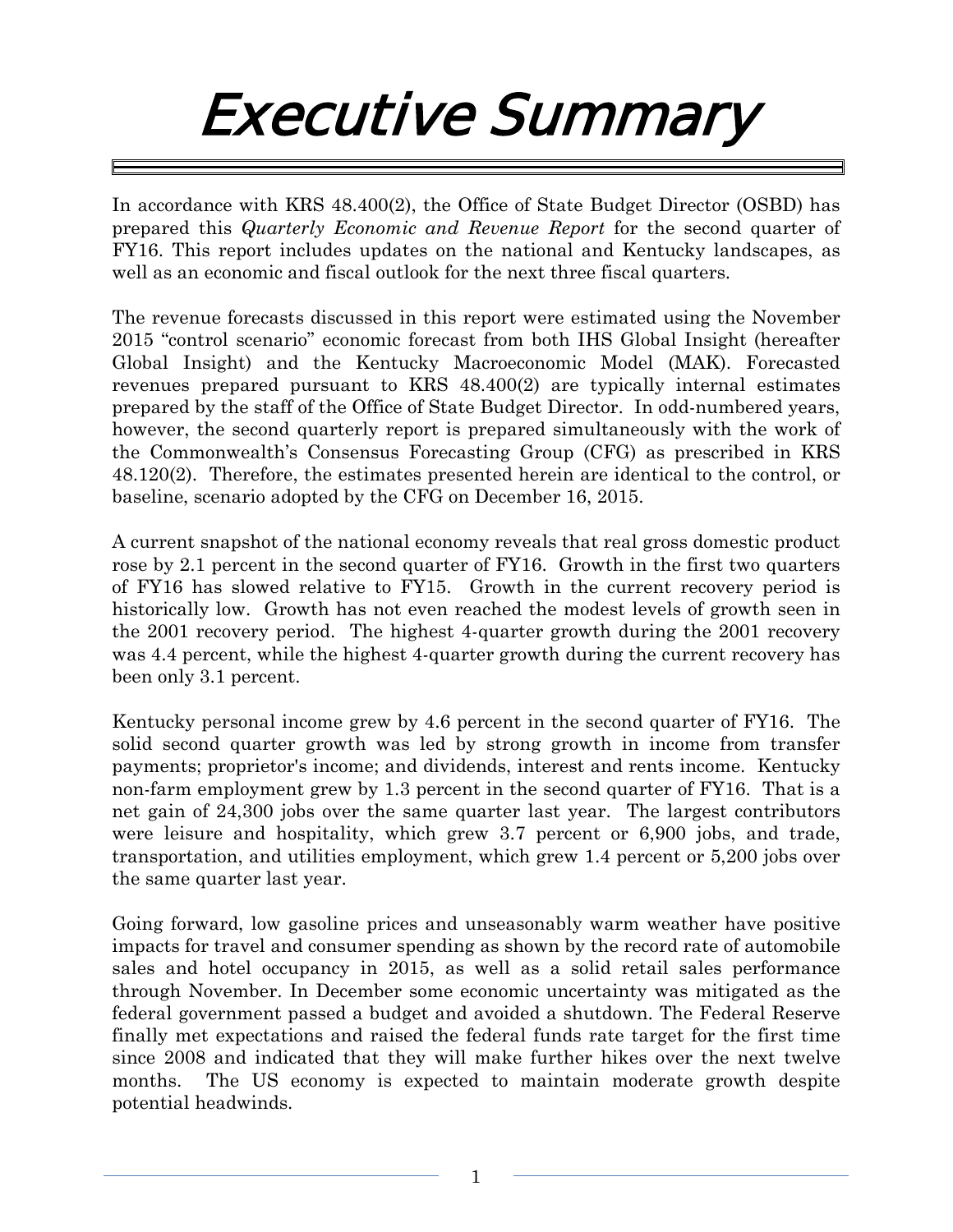# Executive Summary

In accordance with KRS 48.400(2), the Office of State Budget Director (OSBD) has prepared this *Quarterly Economic and Revenue Report* for the second quarter of FY16. This report includes updates on the national and Kentucky landscapes, as well as an economic and fiscal outlook for the next three fiscal quarters.

The revenue forecasts discussed in this report were estimated using the November 2015 "control scenario" economic forecast from both IHS Global Insight (hereafter Global Insight) and the Kentucky Macroeconomic Model (MAK). Forecasted revenues prepared pursuant to KRS 48.400(2) are typically internal estimates prepared by the staff of the Office of State Budget Director. In odd-numbered years, however, the second quarterly report is prepared simultaneously with the work of the Commonwealth's Consensus Forecasting Group (CFG) as prescribed in KRS 48.120(2). Therefore, the estimates presented herein are identical to the control, or baseline, scenario adopted by the CFG on December 16, 2015.

A current snapshot of the national economy reveals that real gross domestic product rose by 2.1 percent in the second quarter of FY16. Growth in the first two quarters of FY16 has slowed relative to FY15. Growth in the current recovery period is historically low. Growth has not even reached the modest levels of growth seen in the 2001 recovery period. The highest 4-quarter growth during the 2001 recovery was 4.4 percent, while the highest 4-quarter growth during the current recovery has been only 3.1 percent.

Kentucky personal income grew by 4.6 percent in the second quarter of FY16. The solid second quarter growth was led by strong growth in income from transfer payments; proprietor's income; and dividends, interest and rents income. Kentucky non-farm employment grew by 1.3 percent in the second quarter of FY16. That is a net gain of 24,300 jobs over the same quarter last year. The largest contributors were leisure and hospitality, which grew 3.7 percent or 6,900 jobs, and trade, transportation, and utilities employment, which grew 1.4 percent or 5,200 jobs over the same quarter last year.

Going forward, low gasoline prices and unseasonably warm weather have positive impacts for travel and consumer spending as shown by the record rate of automobile sales and hotel occupancy in 2015, as well as a solid retail sales performance through November. In December some economic uncertainty was mitigated as the federal government passed a budget and avoided a shutdown. The Federal Reserve finally met expectations and raised the federal funds rate target for the first time since 2008 and indicated that they will make further hikes over the next twelve months. The US economy is expected to maintain moderate growth despite potential headwinds.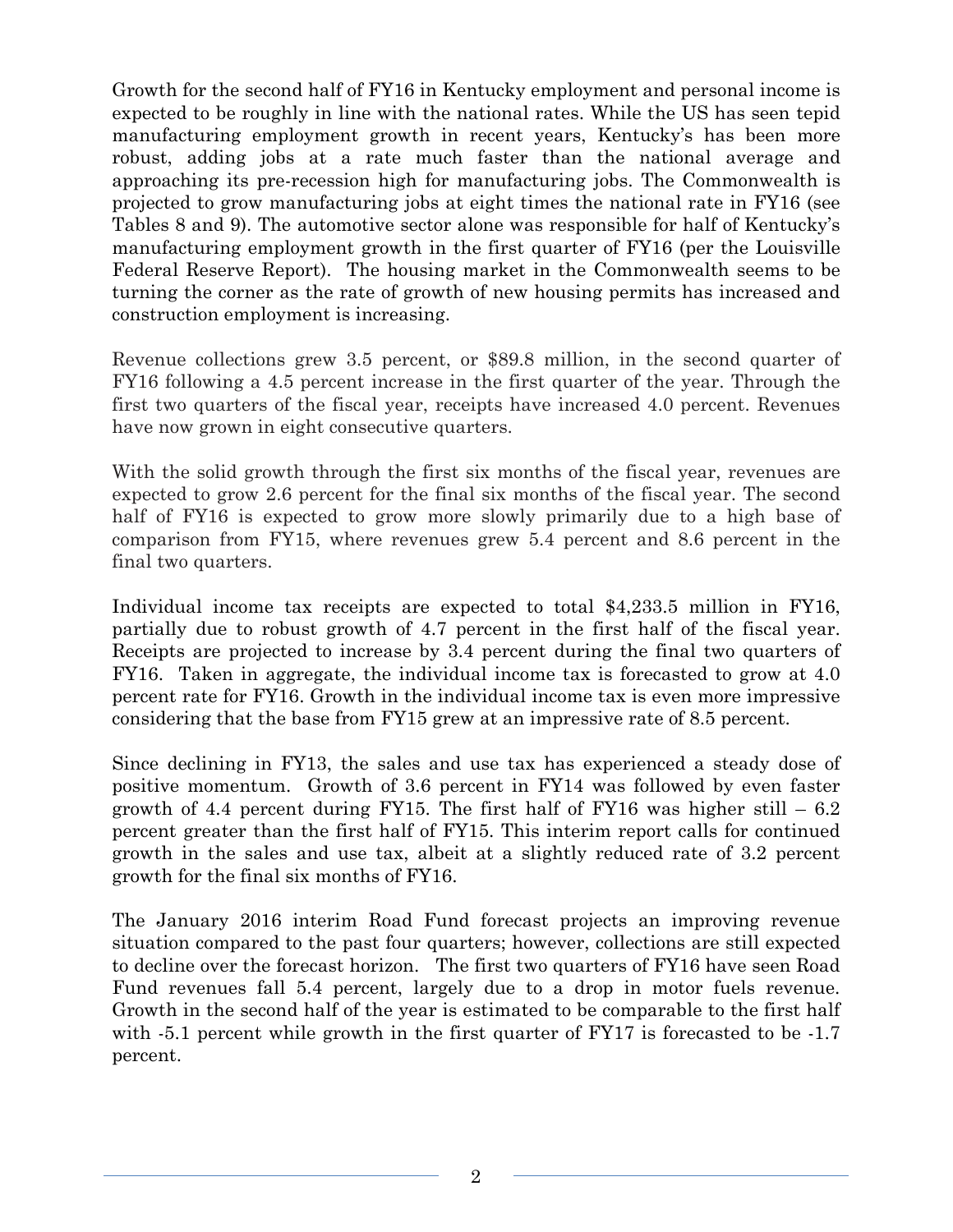Growth for the second half of FY16 in Kentucky employment and personal income is expected to be roughly in line with the national rates. While the US has seen tepid manufacturing employment growth in recent years, Kentucky's has been more robust, adding jobs at a rate much faster than the national average and approaching its pre-recession high for manufacturing jobs. The Commonwealth is projected to grow manufacturing jobs at eight times the national rate in FY16 (see Tables 8 and 9). The automotive sector alone was responsible for half of Kentucky's manufacturing employment growth in the first quarter of FY16 (per the Louisville Federal Reserve Report). The housing market in the Commonwealth seems to be turning the corner as the rate of growth of new housing permits has increased and construction employment is increasing.

Revenue collections grew 3.5 percent, or $89.8 million, in the second quarter of FY16 following a 4.5 percent increase in the first quarter of the year. Through the first two quarters of the fiscal year, receipts have increased 4.0 percent. Revenues have now grown in eight consecutive quarters.

With the solid growth through the first six months of the fiscal year, revenues are expected to grow 2.6 percent for the final six months of the fiscal year. The second half of FY16 is expected to grow more slowly primarily due to a high base of comparison from FY15, where revenues grew 5.4 percent and 8.6 percent in the final two quarters.

Individual income tax receipts are expected to total $4,233.5 million in FY16, partially due to robust growth of 4.7 percent in the first half of the fiscal year. Receipts are projected to increase by 3.4 percent during the final two quarters of FY16. Taken in aggregate, the individual income tax is forecasted to grow at 4.0 percent rate for FY16. Growth in the individual income tax is even more impressive considering that the base from FY15 grew at an impressive rate of 8.5 percent.

Since declining in FY13, the sales and use tax has experienced a steady dose of positive momentum. Growth of 3.6 percent in FY14 was followed by even faster growth of 4.4 percent during FY15. The first half of FY16 was higher still – 6.2 percent greater than the first half of FY15. This interim report calls for continued growth in the sales and use tax, albeit at a slightly reduced rate of 3.2 percent growth for the final six months of FY16.

The January 2016 interim Road Fund forecast projects an improving revenue situation compared to the past four quarters; however, collections are still expected to decline over the forecast horizon. The first two quarters of FY16 have seen Road Fund revenues fall 5.4 percent, largely due to a drop in motor fuels revenue. Growth in the second half of the year is estimated to be comparable to the first half with -5.1 percent while growth in the first quarter of FY17 is forecasted to be -1.7 percent.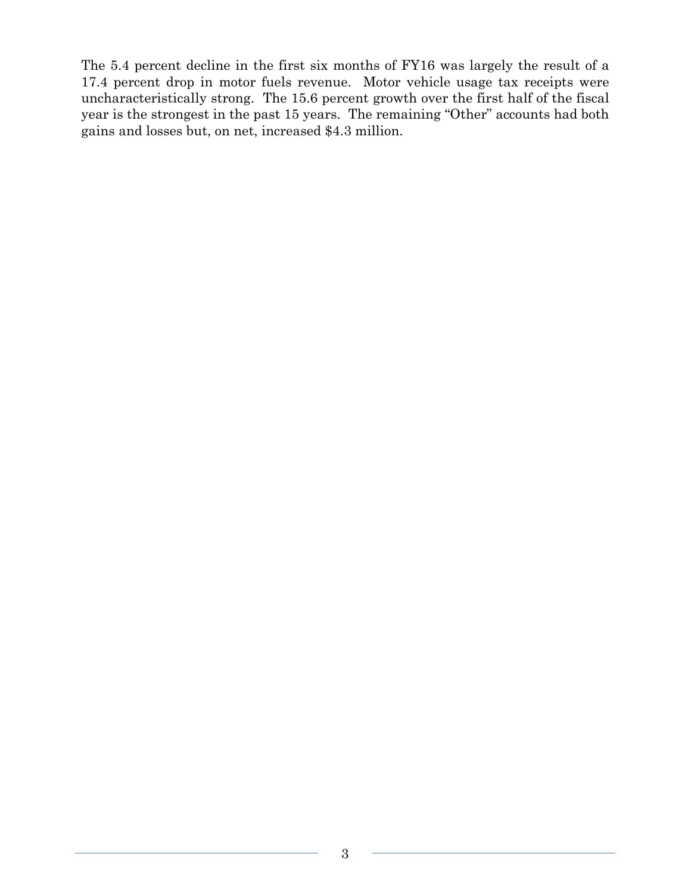The 5.4 percent decline in the first six months of FY16 was largely the result of a 17.4 percent drop in motor fuels revenue. Motor vehicle usage tax receipts were uncharacteristically strong. The 15.6 percent growth over the first half of the fiscal year is the strongest in the past 15 years. The remaining "Other" accounts had both gains and losses but, on net, increased $4.3 million.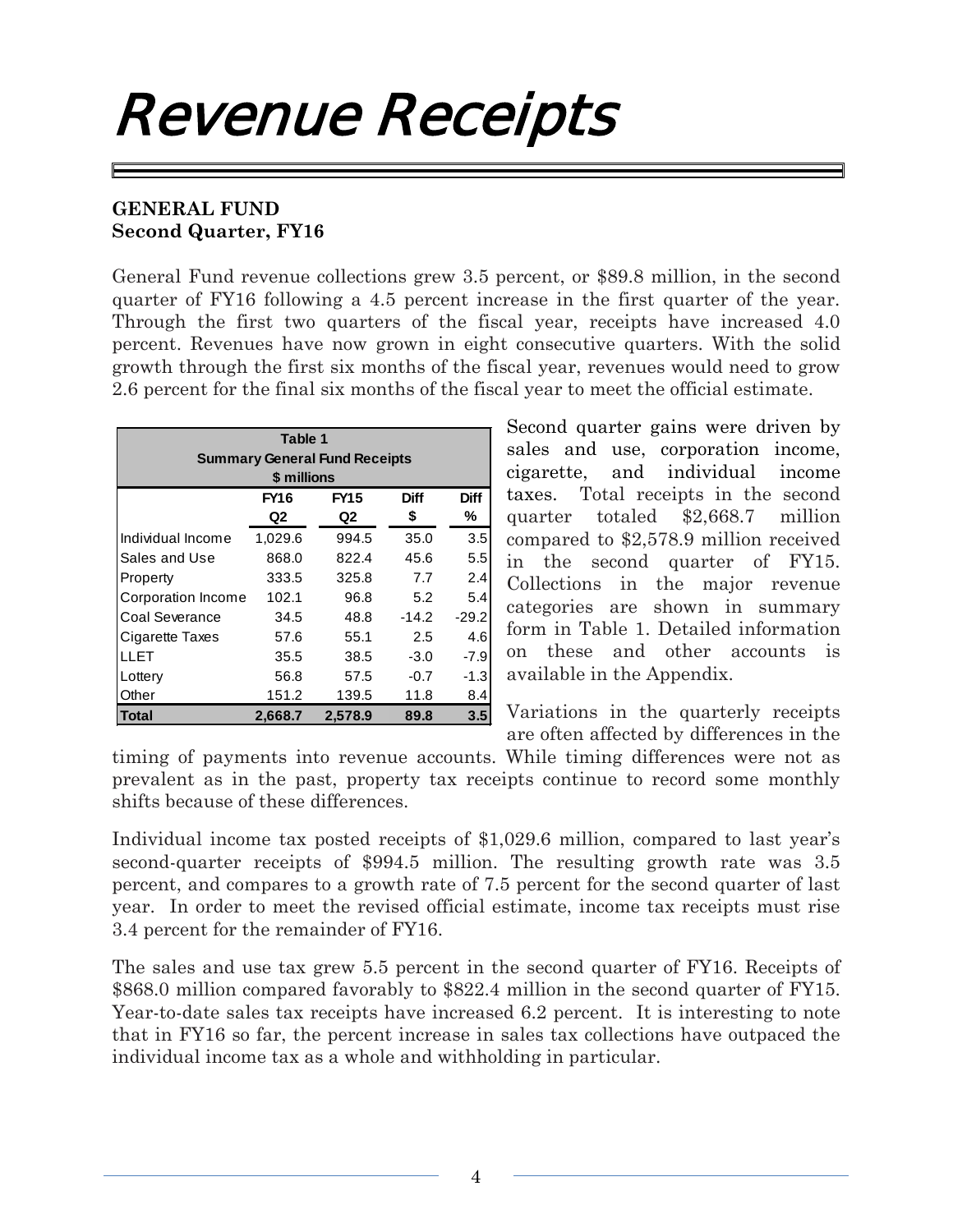# Revenue Receipts

**GENERAL FUND**
**Second Quarter, FY16**

General Fund revenue collections grew 3.5 percent, or $89.8 million, in the second quarter of FY16 following a 4.5 percent increase in the first quarter of the year. Through the first two quarters of the fiscal year, receipts have increased 4.0 percent. Revenues have now grown in eight consecutive quarters. With the solid growth through the first six months of the fiscal year, revenues would need to grow 2.6 percent for the final six months of the fiscal year to meet the official estimate.

**Table 1**
**Summary General Fund Receipts**
**$ millions**

| | FY16 Q2 | FY15 Q2 | Diff $ | Diff % |
|---|---|---|---|---|
| Individual Income | 1,029.6 | 994.5 | 35.0 | 3.5 |
| Sales and Use | 868.0 | 822.4 | 45.6 | 5.5 |
| Property | 333.5 | 325.8 | 7.7 | 2.4 |
| Corporation Income | 102.1 | 96.8 | 5.2 | 5.4 |
| Coal Severance | 34.5 | 48.8 | -14.2 | -29.2 |
| Cigarette Taxes | 57.6 | 55.1 | 2.5 | 4.6 |
| LLET | 35.5 | 38.5 | -3.0 | -7.9 |
| Lottery | 56.8 | 57.5 | -0.7 | -1.3 |
| Other | 151.2 | 139.5 | 11.8 | 8.4 |
| **Total** | **2,668.7** | **2,578.9** | **89.8** | **3.5** |

Second quarter gains were driven by sales and use, corporation income, cigarette, and individual income taxes. Total receipts in the second quarter totaled $2,668.7 million compared to $2,578.9 million received in the second quarter of FY15. Collections in the major revenue categories are shown in summary form in Table 1. Detailed information on these and other accounts is available in the Appendix.

Variations in the quarterly receipts are often affected by differences in the timing of payments into revenue accounts. While timing differences were not as prevalent as in the past, property tax receipts continue to record some monthly shifts because of these differences.

Individual income tax posted receipts of $1,029.6 million, compared to last year's second-quarter receipts of $994.5 million. The resulting growth rate was 3.5 percent, and compares to a growth rate of 7.5 percent for the second quarter of last year. In order to meet the revised official estimate, income tax receipts must rise 3.4 percent for the remainder of FY16.

The sales and use tax grew 5.5 percent in the second quarter of FY16. Receipts of $868.0 million compared favorably to $822.4 million in the second quarter of FY15. Year-to-date sales tax receipts have increased 6.2 percent. It is interesting to note that in FY16 so far, the percent increase in sales tax collections have outpaced the individual income tax as a whole and withholding in particular.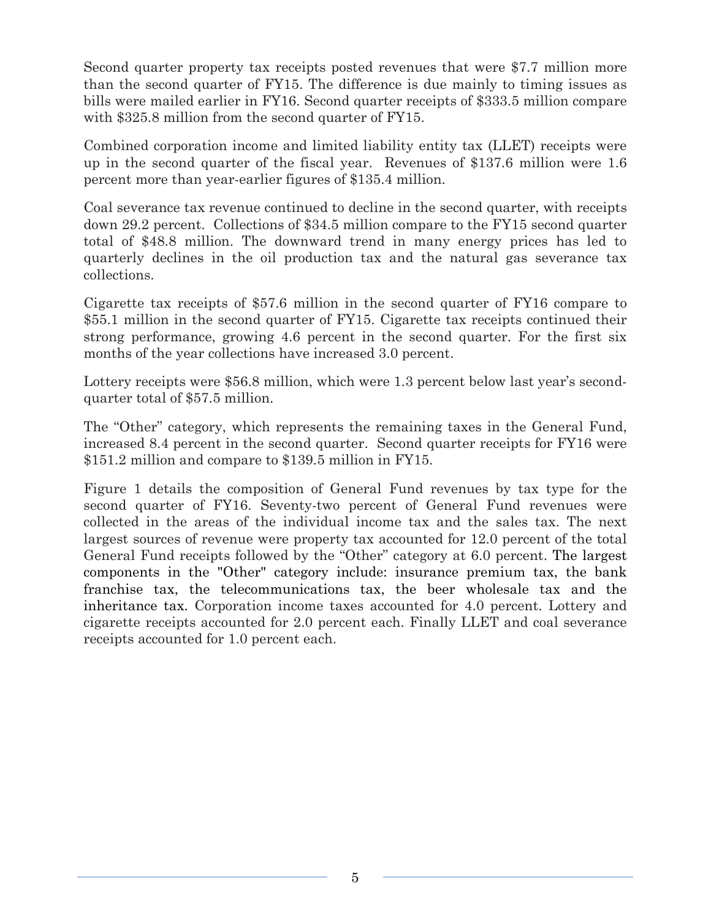Second quarter property tax receipts posted revenues that were $7.7 million more than the second quarter of FY15. The difference is due mainly to timing issues as bills were mailed earlier in FY16. Second quarter receipts of $333.5 million compare with $325.8 million from the second quarter of FY15.

Combined corporation income and limited liability entity tax (LLET) receipts were up in the second quarter of the fiscal year. Revenues of $137.6 million were 1.6 percent more than year-earlier figures of $135.4 million.

Coal severance tax revenue continued to decline in the second quarter, with receipts down 29.2 percent. Collections of $34.5 million compare to the FY15 second quarter total of $48.8 million. The downward trend in many energy prices has led to quarterly declines in the oil production tax and the natural gas severance tax collections.

Cigarette tax receipts of $57.6 million in the second quarter of FY16 compare to $55.1 million in the second quarter of FY15. Cigarette tax receipts continued their strong performance, growing 4.6 percent in the second quarter. For the first six months of the year collections have increased 3.0 percent.

Lottery receipts were $56.8 million, which were 1.3 percent below last year's second-quarter total of $57.5 million.

The "Other" category, which represents the remaining taxes in the General Fund, increased 8.4 percent in the second quarter. Second quarter receipts for FY16 were $151.2 million and compare to $139.5 million in FY15.

Figure 1 details the composition of General Fund revenues by tax type for the second quarter of FY16. Seventy-two percent of General Fund revenues were collected in the areas of the individual income tax and the sales tax. The next largest sources of revenue were property tax accounted for 12.0 percent of the total General Fund receipts followed by the "Other" category at 6.0 percent. The largest components in the "Other" category include: insurance premium tax, the bank franchise tax, the telecommunications tax, the beer wholesale tax and the inheritance tax. Corporation income taxes accounted for 4.0 percent. Lottery and cigarette receipts accounted for 2.0 percent each. Finally LLET and coal severance receipts accounted for 1.0 percent each.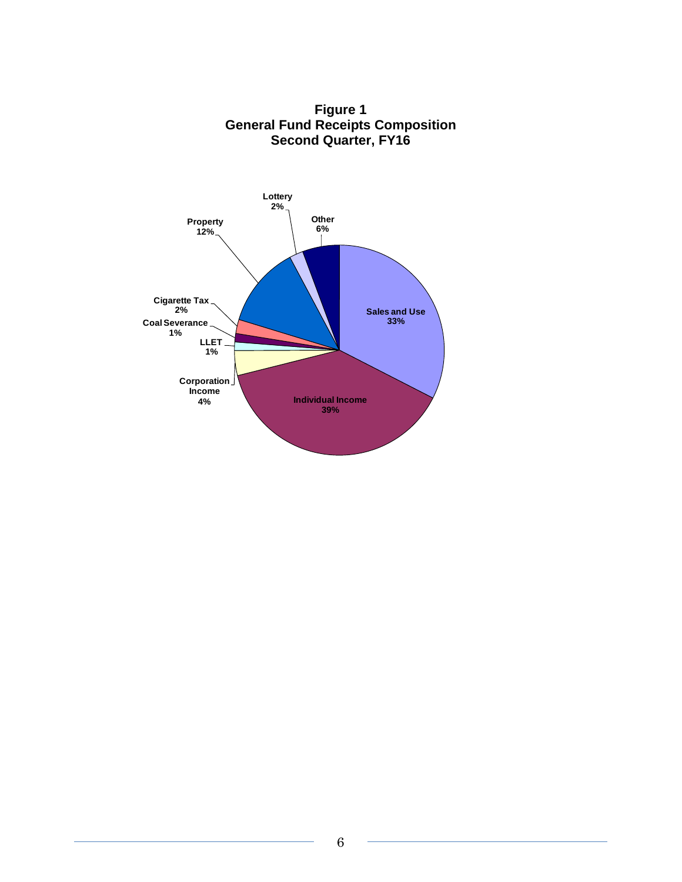**Figure 1**
**General Fund Receipts Composition**
**Second Quarter, FY16**

| Category | Share |
| --- | --- |
| Sales and Use | 33% |
| Individual Income | 39% |
| Corporation Income | 4% |
| LLET | 1% |
| Coal Severance | 1% |
| Cigarette Tax | 2% |
| Property | 12% |
| Lottery | 2% |
| Other | 6% |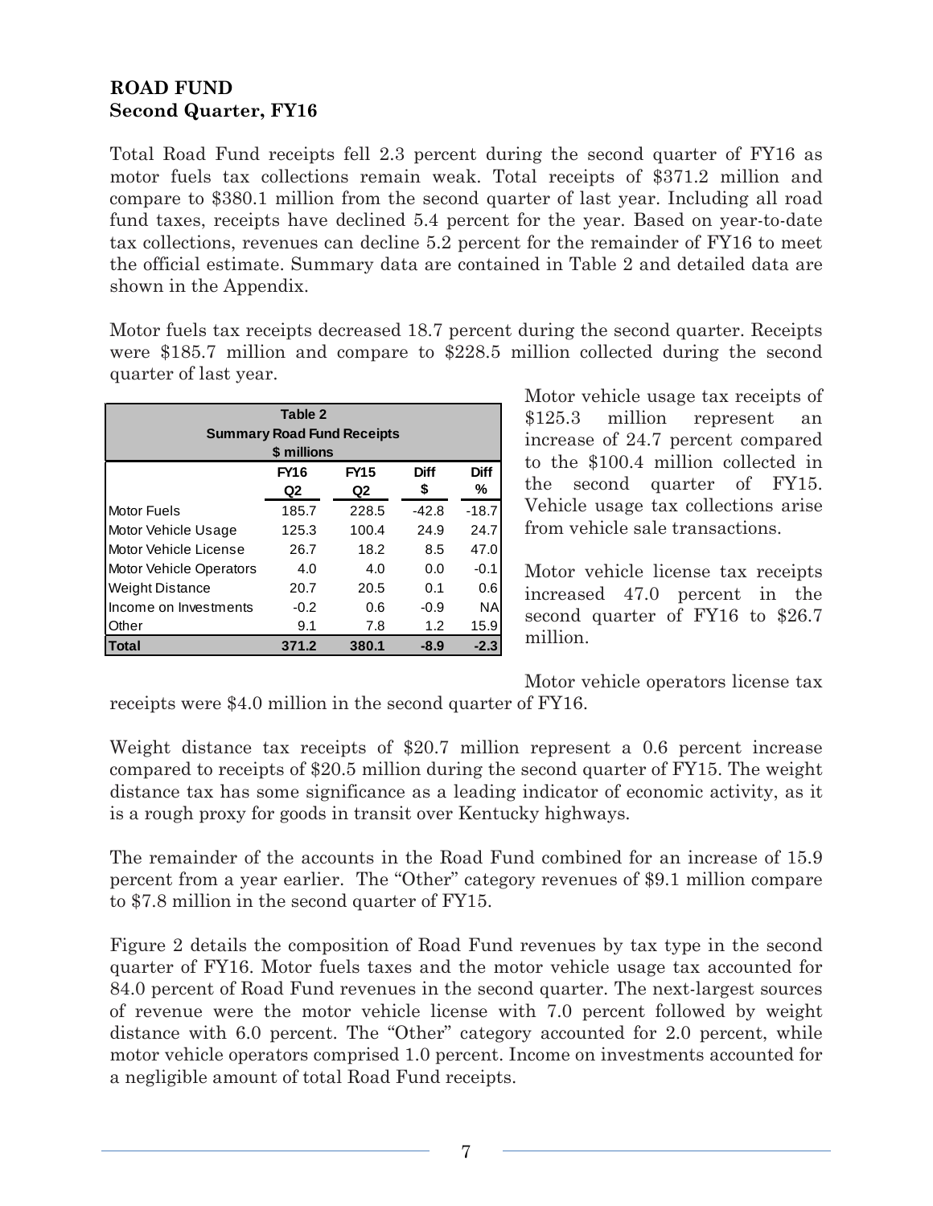**ROAD FUND**
**Second Quarter, FY16**

Total Road Fund receipts fell 2.3 percent during the second quarter of FY16 as motor fuels tax collections remain weak. Total receipts of $371.2 million and compare to $380.1 million from the second quarter of last year. Including all road fund taxes, receipts have declined 5.4 percent for the year. Based on year-to-date tax collections, revenues can decline 5.2 percent for the remainder of FY16 to meet the official estimate. Summary data are contained in Table 2 and detailed data are shown in the Appendix.

Motor fuels tax receipts decreased 18.7 percent during the second quarter. Receipts were $185.7 million and compare to $228.5 million collected during the second quarter of last year.

**Table 2**
**Summary Road Fund Receipts**
**$ millions**

| | FY16 Q2 | FY15 Q2 | Diff $ | Diff % |
|---|---|---|---|---|
| Motor Fuels | 185.7 | 228.5 | -42.8 | -18.7 |
| Motor Vehicle Usage | 125.3 | 100.4 | 24.9 | 24.7 |
| Motor Vehicle License | 26.7 | 18.2 | 8.5 | 47.0 |
| Motor Vehicle Operators | 4.0 | 4.0 | 0.0 | -0.1 |
| Weight Distance | 20.7 | 20.5 | 0.1 | 0.6 |
| Income on Investments | -0.2 | 0.6 | -0.9 | NA |
| Other | 9.1 | 7.8 | 1.2 | 15.9 |
| **Total** | **371.2** | **380.1** | **-8.9** | **-2.3** |

Motor vehicle usage tax receipts of $125.3 million represent an increase of 24.7 percent compared to the $100.4 million collected in the second quarter of FY15. Vehicle usage tax collections arise from vehicle sale transactions.

Motor vehicle license tax receipts increased 47.0 percent in the second quarter of FY16 to $26.7 million.

Motor vehicle operators license tax receipts were $4.0 million in the second quarter of FY16.

Weight distance tax receipts of $20.7 million represent a 0.6 percent increase compared to receipts of $20.5 million during the second quarter of FY15. The weight distance tax has some significance as a leading indicator of economic activity, as it is a rough proxy for goods in transit over Kentucky highways.

The remainder of the accounts in the Road Fund combined for an increase of 15.9 percent from a year earlier. The "Other" category revenues of $9.1 million compare to $7.8 million in the second quarter of FY15.

Figure 2 details the composition of Road Fund revenues by tax type in the second quarter of FY16. Motor fuels taxes and the motor vehicle usage tax accounted for 84.0 percent of Road Fund revenues in the second quarter. The next-largest sources of revenue were the motor vehicle license with 7.0 percent followed by weight distance with 6.0 percent. The "Other" category accounted for 2.0 percent, while motor vehicle operators comprised 1.0 percent. Income on investments accounted for a negligible amount of total Road Fund receipts.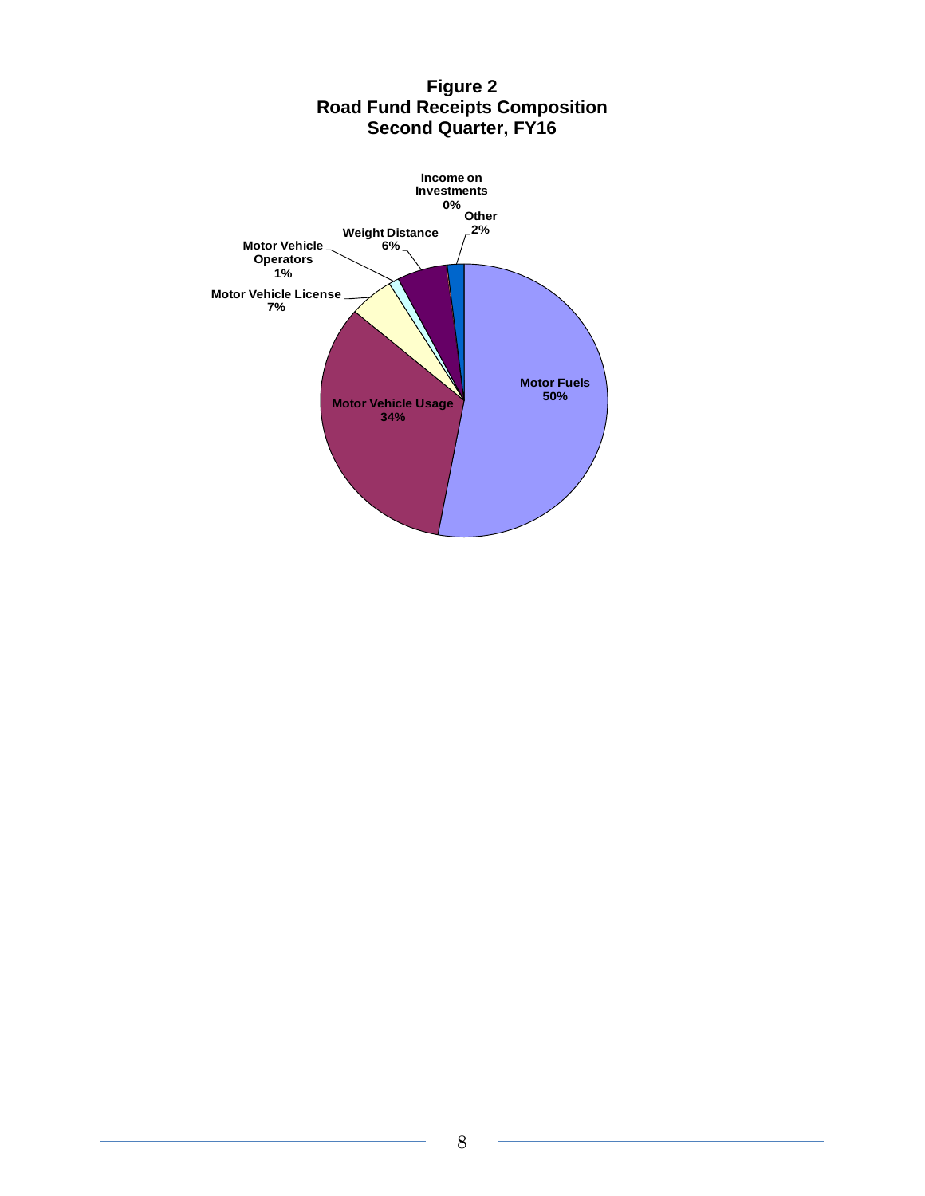**Figure 2**
**Road Fund Receipts Composition**
**Second Quarter, FY16**

Motor Fuels 50%

Motor Vehicle Usage 34%

Motor Vehicle License 7%

Motor Vehicle Operators 1%

Weight Distance 6%

Income on Investments 0%

Other 2%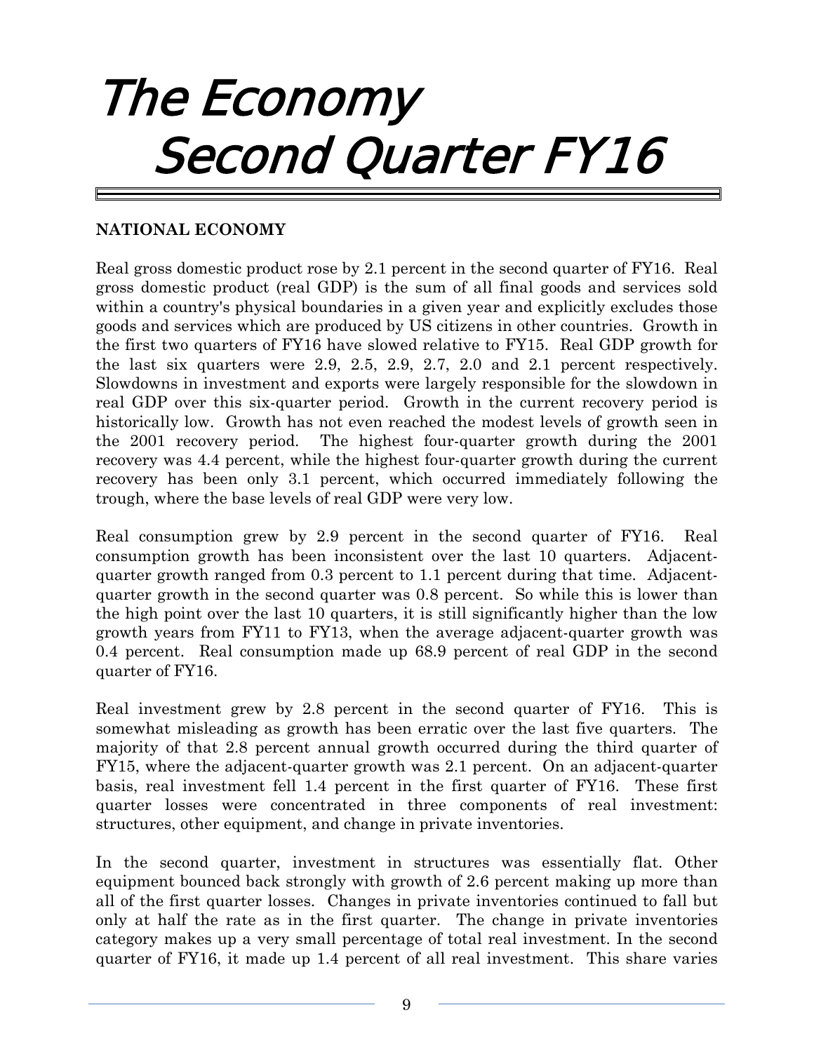# The Economy
# Second Quarter FY16

## NATIONAL ECONOMY

Real gross domestic product rose by 2.1 percent in the second quarter of FY16. Real gross domestic product (real GDP) is the sum of all final goods and services sold within a country's physical boundaries in a given year and explicitly excludes those goods and services which are produced by US citizens in other countries. Growth in the first two quarters of FY16 have slowed relative to FY15. Real GDP growth for the last six quarters were 2.9, 2.5, 2.9, 2.7, 2.0 and 2.1 percent respectively. Slowdowns in investment and exports were largely responsible for the slowdown in real GDP over this six-quarter period. Growth in the current recovery period is historically low. Growth has not even reached the modest levels of growth seen in the 2001 recovery period. The highest four-quarter growth during the 2001 recovery was 4.4 percent, while the highest four-quarter growth during the current recovery has been only 3.1 percent, which occurred immediately following the trough, where the base levels of real GDP were very low.

Real consumption grew by 2.9 percent in the second quarter of FY16. Real consumption growth has been inconsistent over the last 10 quarters. Adjacent-quarter growth ranged from 0.3 percent to 1.1 percent during that time. Adjacent-quarter growth in the second quarter was 0.8 percent. So while this is lower than the high point over the last 10 quarters, it is still significantly higher than the low growth years from FY11 to FY13, when the average adjacent-quarter growth was 0.4 percent. Real consumption made up 68.9 percent of real GDP in the second quarter of FY16.

Real investment grew by 2.8 percent in the second quarter of FY16. This is somewhat misleading as growth has been erratic over the last five quarters. The majority of that 2.8 percent annual growth occurred during the third quarter of FY15, where the adjacent-quarter growth was 2.1 percent. On an adjacent-quarter basis, real investment fell 1.4 percent in the first quarter of FY16. These first quarter losses were concentrated in three components of real investment: structures, other equipment, and change in private inventories.

In the second quarter, investment in structures was essentially flat. Other equipment bounced back strongly with growth of 2.6 percent making up more than all of the first quarter losses. Changes in private inventories continued to fall but only at half the rate as in the first quarter. The change in private inventories category makes up a very small percentage of total real investment. In the second quarter of FY16, it made up 1.4 percent of all real investment. This share varies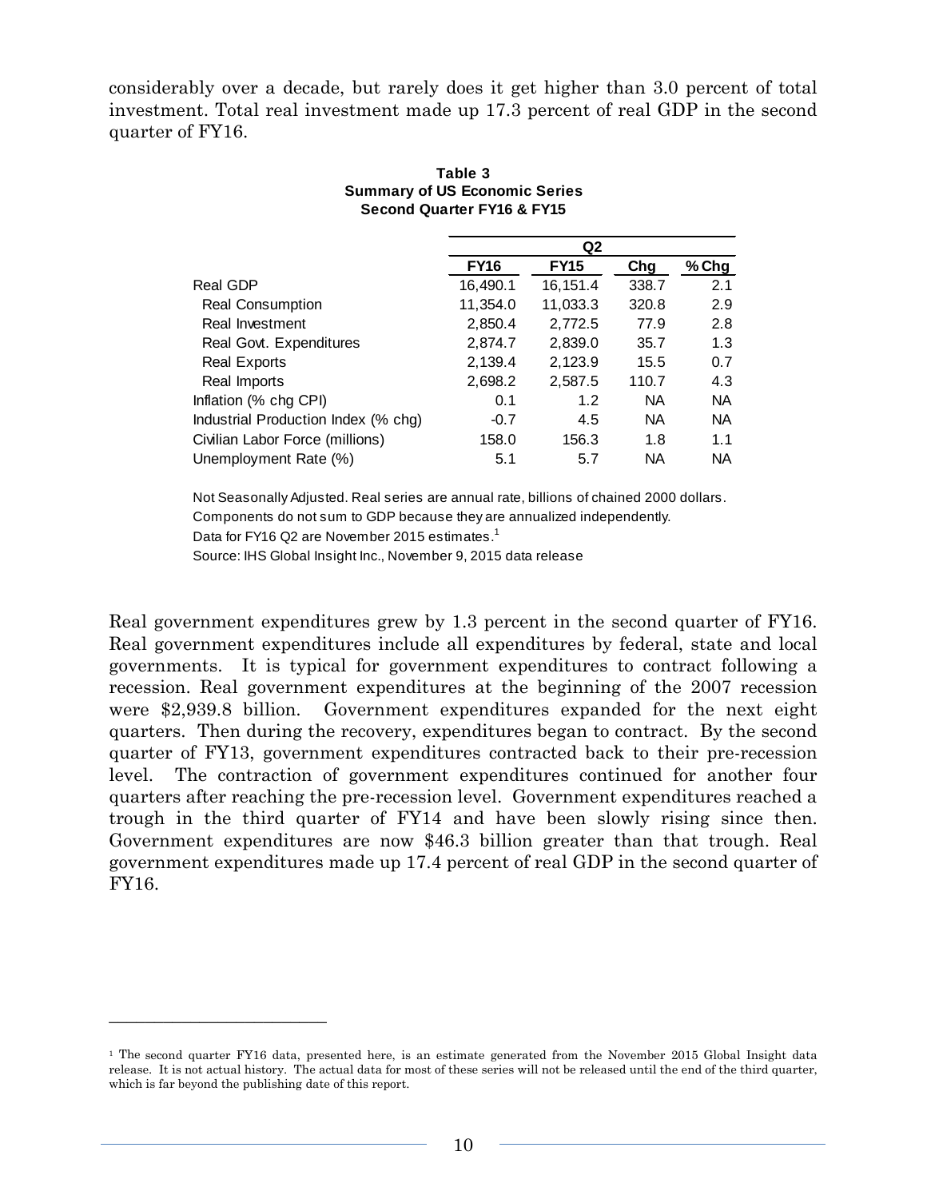considerably over a decade, but rarely does it get higher than 3.0 percent of total investment. Total real investment made up 17.3 percent of real GDP in the second quarter of FY16.

**Table 3**
**Summary of US Economic Series**
**Second Quarter FY16 & FY15**

| | Q2 | | | |
|---|---|---|---|---|
| | **FY16** | **FY15** | **Chg** | **% Chg** |
| Real GDP | 16,490.1 | 16,151.4 | 338.7 | 2.1 |
| Real Consumption | 11,354.0 | 11,033.3 | 320.8 | 2.9 |
| Real Investment | 2,850.4 | 2,772.5 | 77.9 | 2.8 |
| Real Govt. Expenditures | 2,874.7 | 2,839.0 | 35.7 | 1.3 |
| Real Exports | 2,139.4 | 2,123.9 | 15.5 | 0.7 |
| Real Imports | 2,698.2 | 2,587.5 | 110.7 | 4.3 |
| Inflation (% chg CPI) | 0.1 | 1.2 | NA | NA |
| Industrial Production Index (% chg) | -0.7 | 4.5 | NA | NA |
| Civilian Labor Force (millions) | 158.0 | 156.3 | 1.8 | 1.1 |
| Unemployment Rate (%) | 5.1 | 5.7 | NA | NA |

Not Seasonally Adjusted. Real series are annual rate, billions of chained 2000 dollars.
Components do not sum to GDP because they are annualized independently.
Data for FY16 Q2 are November 2015 estimates.[1]
Source: IHS Global Insight Inc., November 9, 2015 data release

Real government expenditures grew by 1.3 percent in the second quarter of FY16. Real government expenditures include all expenditures by federal, state and local governments. It is typical for government expenditures to contract following a recession. Real government expenditures at the beginning of the 2007 recession were $2,939.8 billion. Government expenditures expanded for the next eight quarters. Then during the recovery, expenditures began to contract. By the second quarter of FY13, government expenditures contracted back to their pre-recession level. The contraction of government expenditures continued for another four quarters after reaching the pre-recession level. Government expenditures reached a trough in the third quarter of FY14 and have been slowly rising since then. Government expenditures are now $46.3 billion greater than that trough. Real government expenditures made up 17.4 percent of real GDP in the second quarter of FY16.

---

[1] The second quarter FY16 data, presented here, is an estimate generated from the November 2015 Global Insight data release. It is not actual history. The actual data for most of these series will not be released until the end of the third quarter, which is far beyond the publishing date of this report.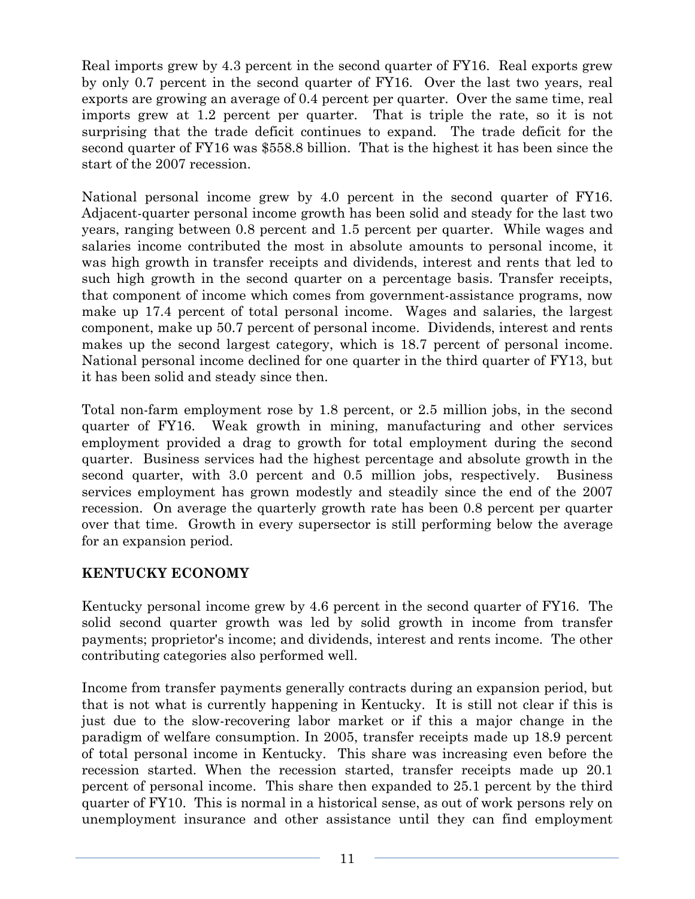Real imports grew by 4.3 percent in the second quarter of FY16. Real exports grew by only 0.7 percent in the second quarter of FY16. Over the last two years, real exports are growing an average of 0.4 percent per quarter. Over the same time, real imports grew at 1.2 percent per quarter. That is triple the rate, so it is not surprising that the trade deficit continues to expand. The trade deficit for the second quarter of FY16 was $558.8 billion. That is the highest it has been since the start of the 2007 recession.

National personal income grew by 4.0 percent in the second quarter of FY16. Adjacent-quarter personal income growth has been solid and steady for the last two years, ranging between 0.8 percent and 1.5 percent per quarter. While wages and salaries income contributed the most in absolute amounts to personal income, it was high growth in transfer receipts and dividends, interest and rents that led to such high growth in the second quarter on a percentage basis. Transfer receipts, that component of income which comes from government-assistance programs, now make up 17.4 percent of total personal income. Wages and salaries, the largest component, make up 50.7 percent of personal income. Dividends, interest and rents makes up the second largest category, which is 18.7 percent of personal income. National personal income declined for one quarter in the third quarter of FY13, but it has been solid and steady since then.

Total non-farm employment rose by 1.8 percent, or 2.5 million jobs, in the second quarter of FY16. Weak growth in mining, manufacturing and other services employment provided a drag to growth for total employment during the second quarter. Business services had the highest percentage and absolute growth in the second quarter, with 3.0 percent and 0.5 million jobs, respectively. Business services employment has grown modestly and steadily since the end of the 2007 recession. On average the quarterly growth rate has been 0.8 percent per quarter over that time. Growth in every supersector is still performing below the average for an expansion period.

## KENTUCKY ECONOMY

Kentucky personal income grew by 4.6 percent in the second quarter of FY16. The solid second quarter growth was led by solid growth in income from transfer payments; proprietor's income; and dividends, interest and rents income. The other contributing categories also performed well.

Income from transfer payments generally contracts during an expansion period, but that is not what is currently happening in Kentucky. It is still not clear if this is just due to the slow-recovering labor market or if this a major change in the paradigm of welfare consumption. In 2005, transfer receipts made up 18.9 percent of total personal income in Kentucky. This share was increasing even before the recession started. When the recession started, transfer receipts made up 20.1 percent of personal income. This share then expanded to 25.1 percent by the third quarter of FY10. This is normal in a historical sense, as out of work persons rely on unemployment insurance and other assistance until they can find employment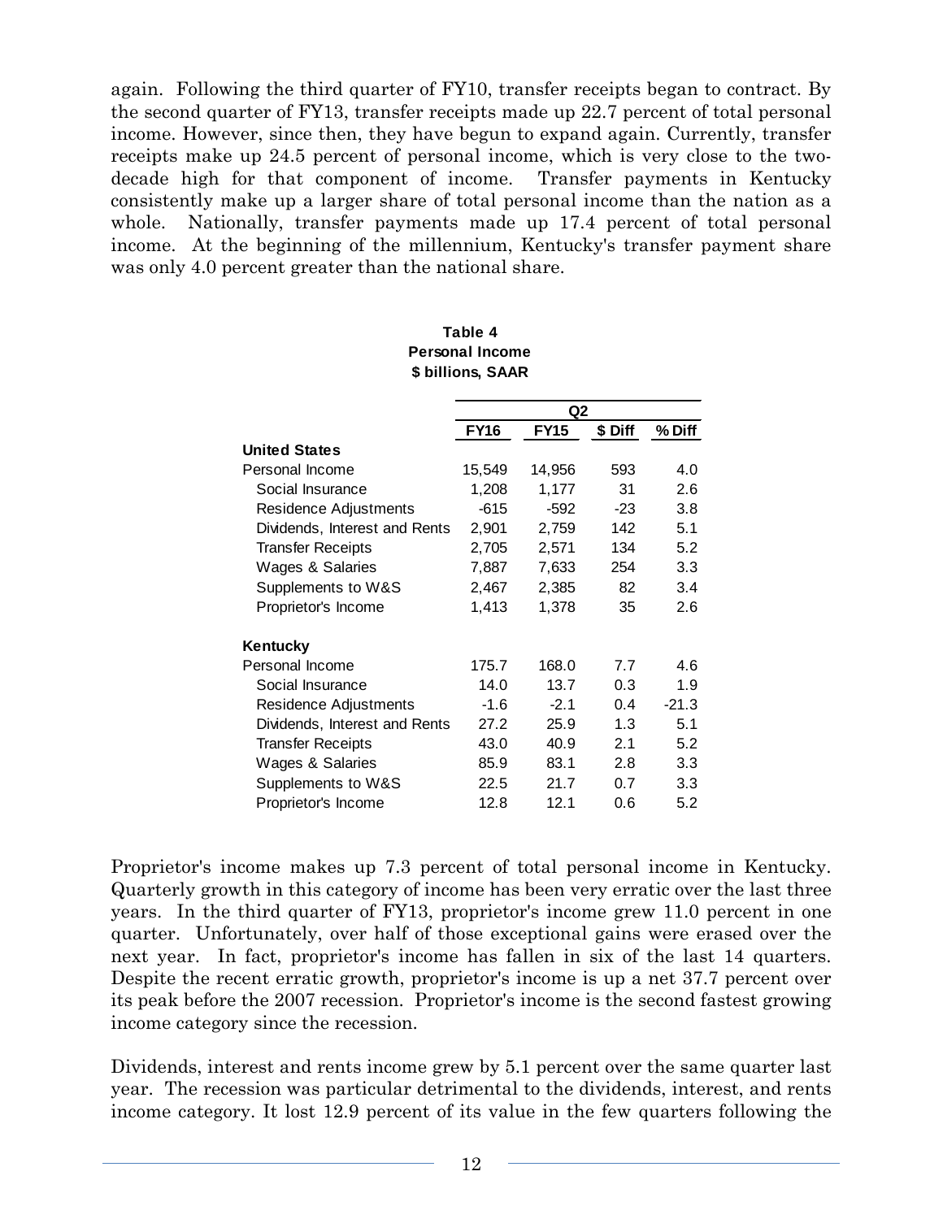again. Following the third quarter of FY10, transfer receipts began to contract. By the second quarter of FY13, transfer receipts made up 22.7 percent of total personal income. However, since then, they have begun to expand again. Currently, transfer receipts make up 24.5 percent of personal income, which is very close to the two-decade high for that component of income. Transfer payments in Kentucky consistently make up a larger share of total personal income than the nation as a whole. Nationally, transfer payments made up 17.4 percent of total personal income. At the beginning of the millennium, Kentucky's transfer payment share was only 4.0 percent greater than the national share.

**Table 4**
**Personal Income**
**$ billions, SAAR**

| | Q2 | | | |
|---|---|---|---|---|
| | **FY16** | **FY15** | **$ Diff** | **% Diff** |
| **United States** | | | | |
| Personal Income | 15,549 | 14,956 | 593 | 4.0 |
| Social Insurance | 1,208 | 1,177 | 31 | 2.6 |
| Residence Adjustments | -615 | -592 | -23 | 3.8 |
| Dividends, Interest and Rents | 2,901 | 2,759 | 142 | 5.1 |
| Transfer Receipts | 2,705 | 2,571 | 134 | 5.2 |
| Wages & Salaries | 7,887 | 7,633 | 254 | 3.3 |
| Supplements to W&S | 2,467 | 2,385 | 82 | 3.4 |
| Proprietor's Income | 1,413 | 1,378 | 35 | 2.6 |
| **Kentucky** | | | | |
| Personal Income | 175.7 | 168.0 | 7.7 | 4.6 |
| Social Insurance | 14.0 | 13.7 | 0.3 | 1.9 |
| Residence Adjustments | -1.6 | -2.1 | 0.4 | -21.3 |
| Dividends, Interest and Rents | 27.2 | 25.9 | 1.3 | 5.1 |
| Transfer Receipts | 43.0 | 40.9 | 2.1 | 5.2 |
| Wages & Salaries | 85.9 | 83.1 | 2.8 | 3.3 |
| Supplements to W&S | 22.5 | 21.7 | 0.7 | 3.3 |
| Proprietor's Income | 12.8 | 12.1 | 0.6 | 5.2 |

Proprietor's income makes up 7.3 percent of total personal income in Kentucky. Quarterly growth in this category of income has been very erratic over the last three years. In the third quarter of FY13, proprietor's income grew 11.0 percent in one quarter. Unfortunately, over half of those exceptional gains were erased over the next year. In fact, proprietor's income has fallen in six of the last 14 quarters. Despite the recent erratic growth, proprietor's income is up a net 37.7 percent over its peak before the 2007 recession. Proprietor's income is the second fastest growing income category since the recession.

Dividends, interest and rents income grew by 5.1 percent over the same quarter last year. The recession was particular detrimental to the dividends, interest, and rents income category. It lost 12.9 percent of its value in the few quarters following the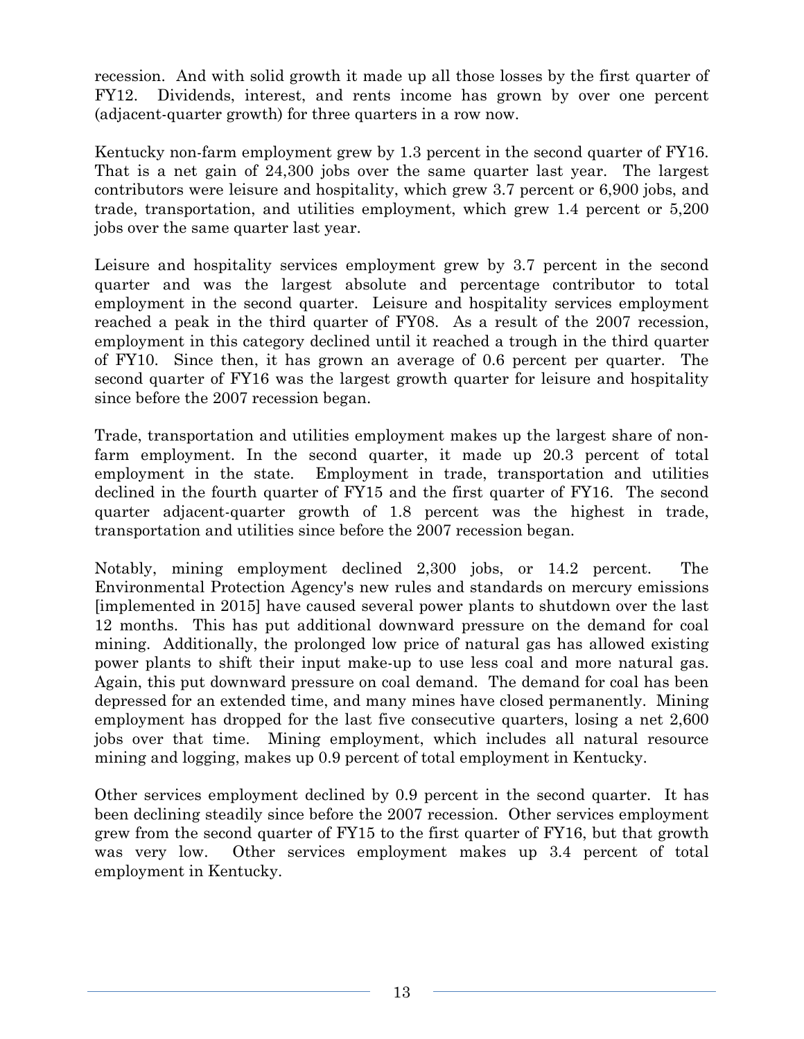recession. And with solid growth it made up all those losses by the first quarter of FY12. Dividends, interest, and rents income has grown by over one percent (adjacent-quarter growth) for three quarters in a row now.

Kentucky non-farm employment grew by 1.3 percent in the second quarter of FY16. That is a net gain of 24,300 jobs over the same quarter last year. The largest contributors were leisure and hospitality, which grew 3.7 percent or 6,900 jobs, and trade, transportation, and utilities employment, which grew 1.4 percent or 5,200 jobs over the same quarter last year.

Leisure and hospitality services employment grew by 3.7 percent in the second quarter and was the largest absolute and percentage contributor to total employment in the second quarter. Leisure and hospitality services employment reached a peak in the third quarter of FY08. As a result of the 2007 recession, employment in this category declined until it reached a trough in the third quarter of FY10. Since then, it has grown an average of 0.6 percent per quarter. The second quarter of FY16 was the largest growth quarter for leisure and hospitality since before the 2007 recession began.

Trade, transportation and utilities employment makes up the largest share of non-farm employment. In the second quarter, it made up 20.3 percent of total employment in the state. Employment in trade, transportation and utilities declined in the fourth quarter of FY15 and the first quarter of FY16. The second quarter adjacent-quarter growth of 1.8 percent was the highest in trade, transportation and utilities since before the 2007 recession began.

Notably, mining employment declined 2,300 jobs, or 14.2 percent. The Environmental Protection Agency's new rules and standards on mercury emissions [implemented in 2015] have caused several power plants to shutdown over the last 12 months. This has put additional downward pressure on the demand for coal mining. Additionally, the prolonged low price of natural gas has allowed existing power plants to shift their input make-up to use less coal and more natural gas. Again, this put downward pressure on coal demand. The demand for coal has been depressed for an extended time, and many mines have closed permanently. Mining employment has dropped for the last five consecutive quarters, losing a net 2,600 jobs over that time. Mining employment, which includes all natural resource mining and logging, makes up 0.9 percent of total employment in Kentucky.

Other services employment declined by 0.9 percent in the second quarter. It has been declining steadily since before the 2007 recession. Other services employment grew from the second quarter of FY15 to the first quarter of FY16, but that growth was very low. Other services employment makes up 3.4 percent of total employment in Kentucky.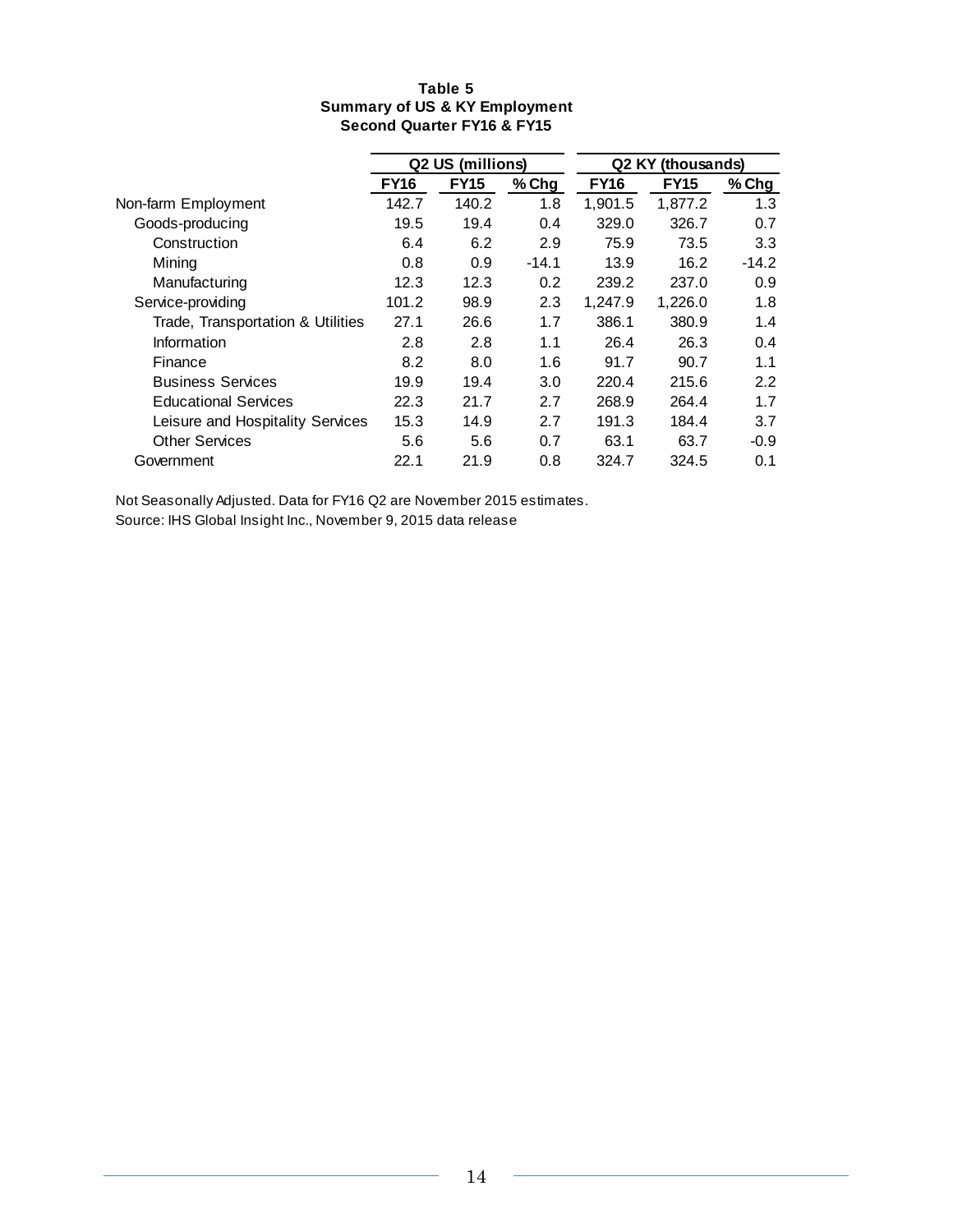**Table 5**
**Summary of US & KY Employment**
**Second Quarter FY16 & FY15**

| | Q2 US (millions) | | | Q2 KY (thousands) | | |
|---|---|---|---|---|---|---|
| | **FY16** | **FY15** | **% Chg** | **FY16** | **FY15** | **% Chg** |
| Non-farm Employment | 142.7 | 140.2 | 1.8 | 1,901.5 | 1,877.2 | 1.3 |
| Goods-producing | 19.5 | 19.4 | 0.4 | 329.0 | 326.7 | 0.7 |
| Construction | 6.4 | 6.2 | 2.9 | 75.9 | 73.5 | 3.3 |
| Mining | 0.8 | 0.9 | -14.1 | 13.9 | 16.2 | -14.2 |
| Manufacturing | 12.3 | 12.3 | 0.2 | 239.2 | 237.0 | 0.9 |
| Service-providing | 101.2 | 98.9 | 2.3 | 1,247.9 | 1,226.0 | 1.8 |
| Trade, Transportation & Utilities | 27.1 | 26.6 | 1.7 | 386.1 | 380.9 | 1.4 |
| Information | 2.8 | 2.8 | 1.1 | 26.4 | 26.3 | 0.4 |
| Finance | 8.2 | 8.0 | 1.6 | 91.7 | 90.7 | 1.1 |
| Business Services | 19.9 | 19.4 | 3.0 | 220.4 | 215.6 | 2.2 |
| Educational Services | 22.3 | 21.7 | 2.7 | 268.9 | 264.4 | 1.7 |
| Leisure and Hospitality Services | 15.3 | 14.9 | 2.7 | 191.3 | 184.4 | 3.7 |
| Other Services | 5.6 | 5.6 | 0.7 | 63.1 | 63.7 | -0.9 |
| Government | 22.1 | 21.9 | 0.8 | 324.7 | 324.5 | 0.1 |

Not Seasonally Adjusted. Data for FY16 Q2 are November 2015 estimates.
Source: IHS Global Insight Inc., November 9, 2015 data release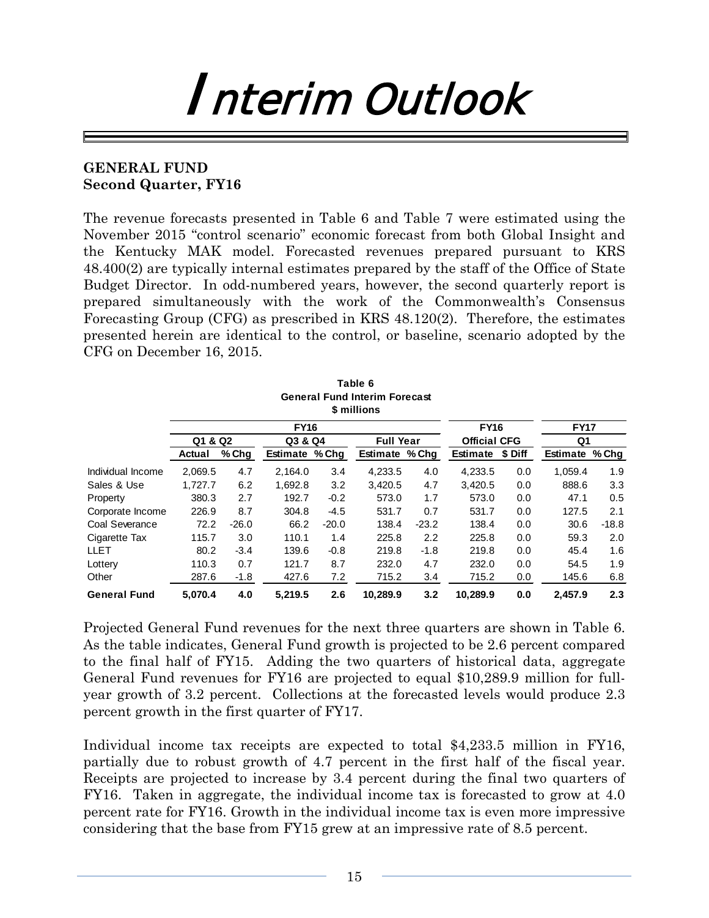# Interim Outlook

**GENERAL FUND**
**Second Quarter, FY16**

The revenue forecasts presented in Table 6 and Table 7 were estimated using the November 2015 "control scenario" economic forecast from both Global Insight and the Kentucky MAK model. Forecasted revenues prepared pursuant to KRS 48.400(2) are typically internal estimates prepared by the staff of the Office of State Budget Director. In odd-numbered years, however, the second quarterly report is prepared simultaneously with the work of the Commonwealth's Consensus Forecasting Group (CFG) as prescribed in KRS 48.120(2). Therefore, the estimates presented herein are identical to the control, or baseline, scenario adopted by the CFG on December 16, 2015.

**Table 6**
**General Fund Interim Forecast**
**$ millions**

| | FY16 | | | | | | FY16 | | FY17 | |
|---|---|---|---|---|---|---|---|---|---|---|
| | Q1 & Q2 | | Q3 & Q4 | | Full Year | | Official CFG | | Q1 | |
| | Actual | % Chg | Estimate | % Chg | Estimate | % Chg | Estimate | $ Diff | Estimate | % Chg |
| Individual Income | 2,069.5 | 4.7 | 2,164.0 | 3.4 | 4,233.5 | 4.0 | 4,233.5 | 0.0 | 1,059.4 | 1.9 |
| Sales & Use | 1,727.7 | 6.2 | 1,692.8 | 3.2 | 3,420.5 | 4.7 | 3,420.5 | 0.0 | 888.6 | 3.3 |
| Property | 380.3 | 2.7 | 192.7 | -0.2 | 573.0 | 1.7 | 573.0 | 0.0 | 47.1 | 0.5 |
| Corporate Income | 226.9 | 8.7 | 304.8 | -4.5 | 531.7 | 0.7 | 531.7 | 0.0 | 127.5 | 2.1 |
| Coal Severance | 72.2 | -26.0 | 66.2 | -20.0 | 138.4 | -23.2 | 138.4 | 0.0 | 30.6 | -18.8 |
| Cigarette Tax | 115.7 | 3.0 | 110.1 | 1.4 | 225.8 | 2.2 | 225.8 | 0.0 | 59.3 | 2.0 |
| LLET | 80.2 | -3.4 | 139.6 | -0.8 | 219.8 | -1.8 | 219.8 | 0.0 | 45.4 | 1.6 |
| Lottery | 110.3 | 0.7 | 121.7 | 8.7 | 232.0 | 4.7 | 232.0 | 0.0 | 54.5 | 1.9 |
| Other | 287.6 | -1.8 | 427.6 | 7.2 | 715.2 | 3.4 | 715.2 | 0.0 | 145.6 | 6.8 |
| **General Fund** | **5,070.4** | **4.0** | **5,219.5** | **2.6** | **10,289.9** | **3.2** | **10,289.9** | **0.0** | **2,457.9** | **2.3** |

Projected General Fund revenues for the next three quarters are shown in Table 6. As the table indicates, General Fund growth is projected to be 2.6 percent compared to the final half of FY15. Adding the two quarters of historical data, aggregate General Fund revenues for FY16 are projected to equal $10,289.9 million for full-year growth of 3.2 percent. Collections at the forecasted levels would produce 2.3 percent growth in the first quarter of FY17.

Individual income tax receipts are expected to total $4,233.5 million in FY16, partially due to robust growth of 4.7 percent in the first half of the fiscal year. Receipts are projected to increase by 3.4 percent during the final two quarters of FY16. Taken in aggregate, the individual income tax is forecasted to grow at 4.0 percent rate for FY16. Growth in the individual income tax is even more impressive considering that the base from FY15 grew at an impressive rate of 8.5 percent.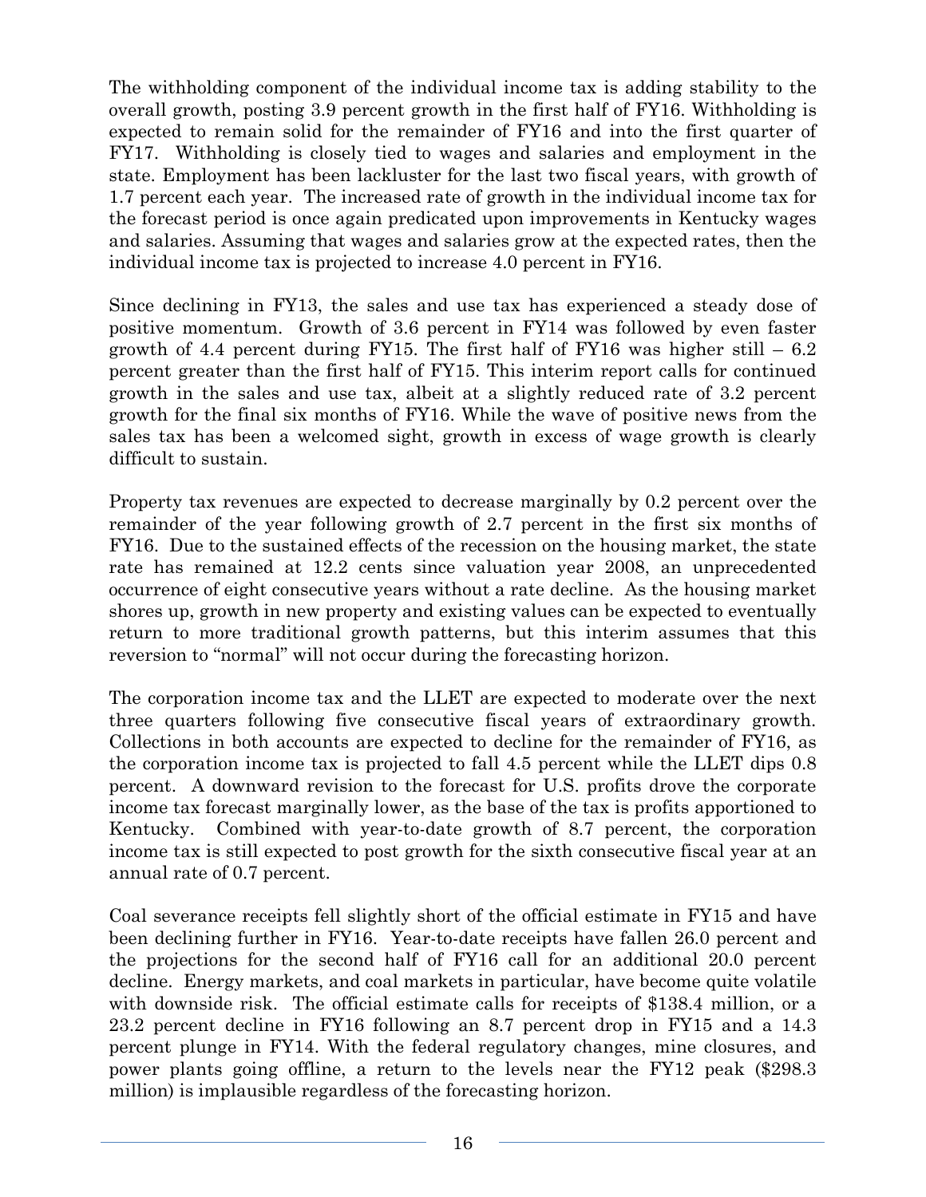The withholding component of the individual income tax is adding stability to the overall growth, posting 3.9 percent growth in the first half of FY16. Withholding is expected to remain solid for the remainder of FY16 and into the first quarter of FY17. Withholding is closely tied to wages and salaries and employment in the state. Employment has been lackluster for the last two fiscal years, with growth of 1.7 percent each year. The increased rate of growth in the individual income tax for the forecast period is once again predicated upon improvements in Kentucky wages and salaries. Assuming that wages and salaries grow at the expected rates, then the individual income tax is projected to increase 4.0 percent in FY16.

Since declining in FY13, the sales and use tax has experienced a steady dose of positive momentum. Growth of 3.6 percent in FY14 was followed by even faster growth of 4.4 percent during FY15. The first half of FY16 was higher still – 6.2 percent greater than the first half of FY15. This interim report calls for continued growth in the sales and use tax, albeit at a slightly reduced rate of 3.2 percent growth for the final six months of FY16. While the wave of positive news from the sales tax has been a welcomed sight, growth in excess of wage growth is clearly difficult to sustain.

Property tax revenues are expected to decrease marginally by 0.2 percent over the remainder of the year following growth of 2.7 percent in the first six months of FY16. Due to the sustained effects of the recession on the housing market, the state rate has remained at 12.2 cents since valuation year 2008, an unprecedented occurrence of eight consecutive years without a rate decline. As the housing market shores up, growth in new property and existing values can be expected to eventually return to more traditional growth patterns, but this interim assumes that this reversion to "normal" will not occur during the forecasting horizon.

The corporation income tax and the LLET are expected to moderate over the next three quarters following five consecutive fiscal years of extraordinary growth. Collections in both accounts are expected to decline for the remainder of FY16, as the corporation income tax is projected to fall 4.5 percent while the LLET dips 0.8 percent. A downward revision to the forecast for U.S. profits drove the corporate income tax forecast marginally lower, as the base of the tax is profits apportioned to Kentucky. Combined with year-to-date growth of 8.7 percent, the corporation income tax is still expected to post growth for the sixth consecutive fiscal year at an annual rate of 0.7 percent.

Coal severance receipts fell slightly short of the official estimate in FY15 and have been declining further in FY16. Year-to-date receipts have fallen 26.0 percent and the projections for the second half of FY16 call for an additional 20.0 percent decline. Energy markets, and coal markets in particular, have become quite volatile with downside risk. The official estimate calls for receipts of $138.4 million, or a 23.2 percent decline in FY16 following an 8.7 percent drop in FY15 and a 14.3 percent plunge in FY14. With the federal regulatory changes, mine closures, and power plants going offline, a return to the levels near the FY12 peak ($298.3 million) is implausible regardless of the forecasting horizon.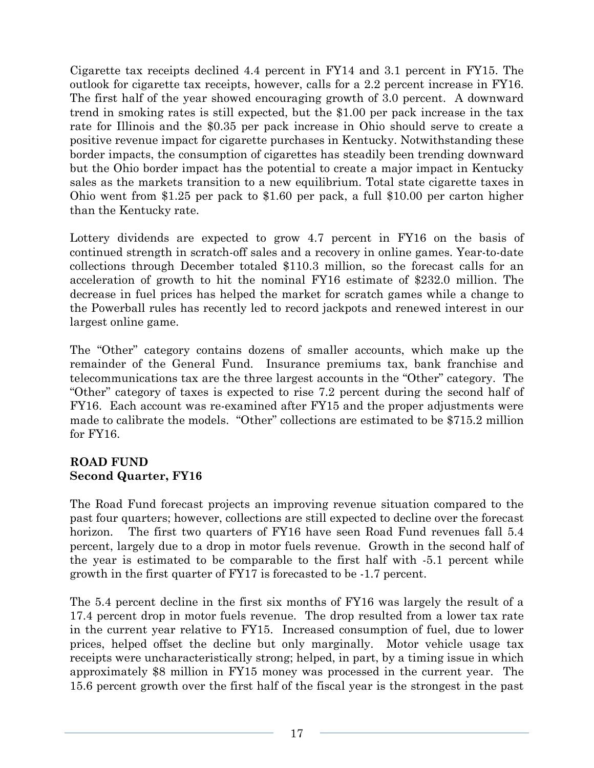Cigarette tax receipts declined 4.4 percent in FY14 and 3.1 percent in FY15. The outlook for cigarette tax receipts, however, calls for a 2.2 percent increase in FY16. The first half of the year showed encouraging growth of 3.0 percent. A downward trend in smoking rates is still expected, but the $1.00 per pack increase in the tax rate for Illinois and the $0.35 per pack increase in Ohio should serve to create a positive revenue impact for cigarette purchases in Kentucky. Notwithstanding these border impacts, the consumption of cigarettes has steadily been trending downward but the Ohio border impact has the potential to create a major impact in Kentucky sales as the markets transition to a new equilibrium. Total state cigarette taxes in Ohio went from $1.25 per pack to $1.60 per pack, a full $10.00 per carton higher than the Kentucky rate.

Lottery dividends are expected to grow 4.7 percent in FY16 on the basis of continued strength in scratch-off sales and a recovery in online games. Year-to-date collections through December totaled $110.3 million, so the forecast calls for an acceleration of growth to hit the nominal FY16 estimate of $232.0 million. The decrease in fuel prices has helped the market for scratch games while a change to the Powerball rules has recently led to record jackpots and renewed interest in our largest online game.

The "Other" category contains dozens of smaller accounts, which make up the remainder of the General Fund. Insurance premiums tax, bank franchise and telecommunications tax are the three largest accounts in the "Other" category. The "Other" category of taxes is expected to rise 7.2 percent during the second half of FY16. Each account was re-examined after FY15 and the proper adjustments were made to calibrate the models. "Other" collections are estimated to be $715.2 million for FY16.

## ROAD FUND
### Second Quarter, FY16

The Road Fund forecast projects an improving revenue situation compared to the past four quarters; however, collections are still expected to decline over the forecast horizon. The first two quarters of FY16 have seen Road Fund revenues fall 5.4 percent, largely due to a drop in motor fuels revenue. Growth in the second half of the year is estimated to be comparable to the first half with -5.1 percent while growth in the first quarter of FY17 is forecasted to be -1.7 percent.

The 5.4 percent decline in the first six months of FY16 was largely the result of a 17.4 percent drop in motor fuels revenue. The drop resulted from a lower tax rate in the current year relative to FY15. Increased consumption of fuel, due to lower prices, helped offset the decline but only marginally. Motor vehicle usage tax receipts were uncharacteristically strong; helped, in part, by a timing issue in which approximately $8 million in FY15 money was processed in the current year. The 15.6 percent growth over the first half of the fiscal year is the strongest in the past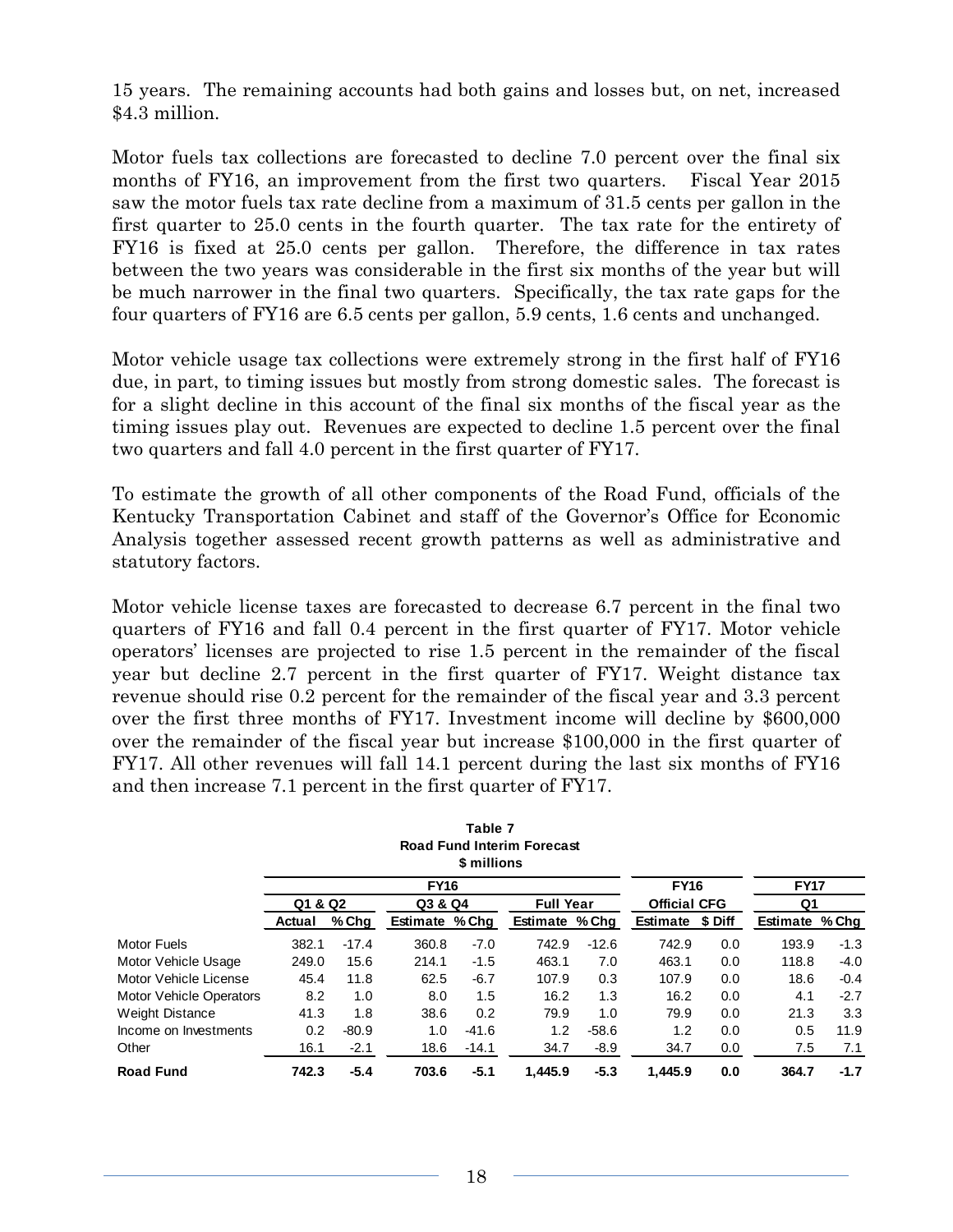15 years. The remaining accounts had both gains and losses but, on net, increased $4.3 million.

Motor fuels tax collections are forecasted to decline 7.0 percent over the final six months of FY16, an improvement from the first two quarters. Fiscal Year 2015 saw the motor fuels tax rate decline from a maximum of 31.5 cents per gallon in the first quarter to 25.0 cents in the fourth quarter. The tax rate for the entirety of FY16 is fixed at 25.0 cents per gallon. Therefore, the difference in tax rates between the two years was considerable in the first six months of the year but will be much narrower in the final two quarters. Specifically, the tax rate gaps for the four quarters of FY16 are 6.5 cents per gallon, 5.9 cents, 1.6 cents and unchanged.

Motor vehicle usage tax collections were extremely strong in the first half of FY16 due, in part, to timing issues but mostly from strong domestic sales. The forecast is for a slight decline in this account of the final six months of the fiscal year as the timing issues play out. Revenues are expected to decline 1.5 percent over the final two quarters and fall 4.0 percent in the first quarter of FY17.

To estimate the growth of all other components of the Road Fund, officials of the Kentucky Transportation Cabinet and staff of the Governor's Office for Economic Analysis together assessed recent growth patterns as well as administrative and statutory factors.

Motor vehicle license taxes are forecasted to decrease 6.7 percent in the final two quarters of FY16 and fall 0.4 percent in the first quarter of FY17. Motor vehicle operators' licenses are projected to rise 1.5 percent in the remainder of the fiscal year but decline 2.7 percent in the first quarter of FY17. Weight distance tax revenue should rise 0.2 percent for the remainder of the fiscal year and 3.3 percent over the first three months of FY17. Investment income will decline by $600,000 over the remainder of the fiscal year but increase $100,000 in the first quarter of FY17. All other revenues will fall 14.1 percent during the last six months of FY16 and then increase 7.1 percent in the first quarter of FY17.

**Table 7**
**Road Fund Interim Forecast**
**$ millions**

| | FY16 | | | | | | FY16 | | FY17 | |
|---|---|---|---|---|---|---|---|---|---|---|
| | Q1 & Q2 | | Q3 & Q4 | | Full Year | | Official CFG | | Q1 | |
| | Actual | % Chg | Estimate | % Chg | Estimate | % Chg | Estimate | $ Diff | Estimate | % Chg |
| Motor Fuels | 382.1 | -17.4 | 360.8 | -7.0 | 742.9 | -12.6 | 742.9 | 0.0 | 193.9 | -1.3 |
| Motor Vehicle Usage | 249.0 | 15.6 | 214.1 | -1.5 | 463.1 | 7.0 | 463.1 | 0.0 | 118.8 | -4.0 |
| Motor Vehicle License | 45.4 | 11.8 | 62.5 | -6.7 | 107.9 | 0.3 | 107.9 | 0.0 | 18.6 | -0.4 |
| Motor Vehicle Operators | 8.2 | 1.0 | 8.0 | 1.5 | 16.2 | 1.3 | 16.2 | 0.0 | 4.1 | -2.7 |
| Weight Distance | 41.3 | 1.8 | 38.6 | 0.2 | 79.9 | 1.0 | 79.9 | 0.0 | 21.3 | 3.3 |
| Income on Investments | 0.2 | -80.9 | 1.0 | -41.6 | 1.2 | -58.6 | 1.2 | 0.0 | 0.5 | 11.9 |
| Other | 16.1 | -2.1 | 18.6 | -14.1 | 34.7 | -8.9 | 34.7 | 0.0 | 7.5 | 7.1 |
| **Road Fund** | **742.3** | **-5.4** | **703.6** | **-5.1** | **1,445.9** | **-5.3** | **1,445.9** | **0.0** | **364.7** | **-1.7** |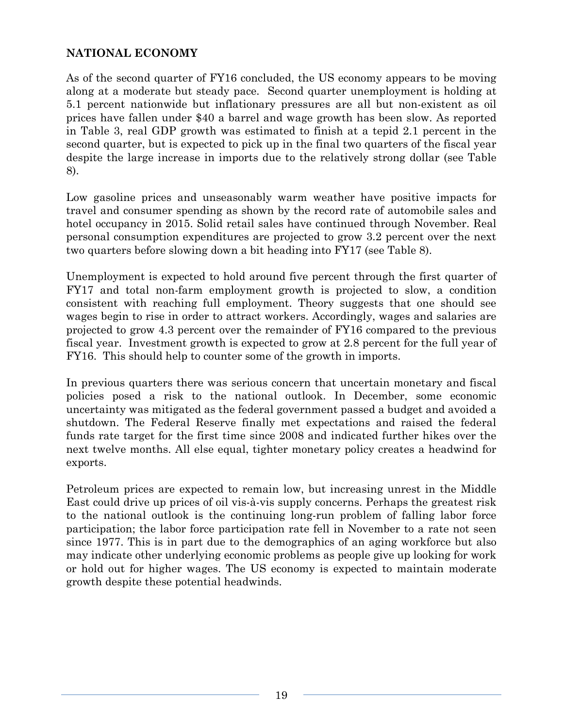**NATIONAL ECONOMY**

As of the second quarter of FY16 concluded, the US economy appears to be moving along at a moderate but steady pace. Second quarter unemployment is holding at 5.1 percent nationwide but inflationary pressures are all but non-existent as oil prices have fallen under $40 a barrel and wage growth has been slow. As reported in Table 3, real GDP growth was estimated to finish at a tepid 2.1 percent in the second quarter, but is expected to pick up in the final two quarters of the fiscal year despite the large increase in imports due to the relatively strong dollar (see Table 8).

Low gasoline prices and unseasonably warm weather have positive impacts for travel and consumer spending as shown by the record rate of automobile sales and hotel occupancy in 2015. Solid retail sales have continued through November. Real personal consumption expenditures are projected to grow 3.2 percent over the next two quarters before slowing down a bit heading into FY17 (see Table 8).

Unemployment is expected to hold around five percent through the first quarter of FY17 and total non-farm employment growth is projected to slow, a condition consistent with reaching full employment. Theory suggests that one should see wages begin to rise in order to attract workers. Accordingly, wages and salaries are projected to grow 4.3 percent over the remainder of FY16 compared to the previous fiscal year. Investment growth is expected to grow at 2.8 percent for the full year of FY16. This should help to counter some of the growth in imports.

In previous quarters there was serious concern that uncertain monetary and fiscal policies posed a risk to the national outlook. In December, some economic uncertainty was mitigated as the federal government passed a budget and avoided a shutdown. The Federal Reserve finally met expectations and raised the federal funds rate target for the first time since 2008 and indicated further hikes over the next twelve months. All else equal, tighter monetary policy creates a headwind for exports.

Petroleum prices are expected to remain low, but increasing unrest in the Middle East could drive up prices of oil vis-à-vis supply concerns. Perhaps the greatest risk to the national outlook is the continuing long-run problem of falling labor force participation; the labor force participation rate fell in November to a rate not seen since 1977. This is in part due to the demographics of an aging workforce but also may indicate other underlying economic problems as people give up looking for work or hold out for higher wages. The US economy is expected to maintain moderate growth despite these potential headwinds.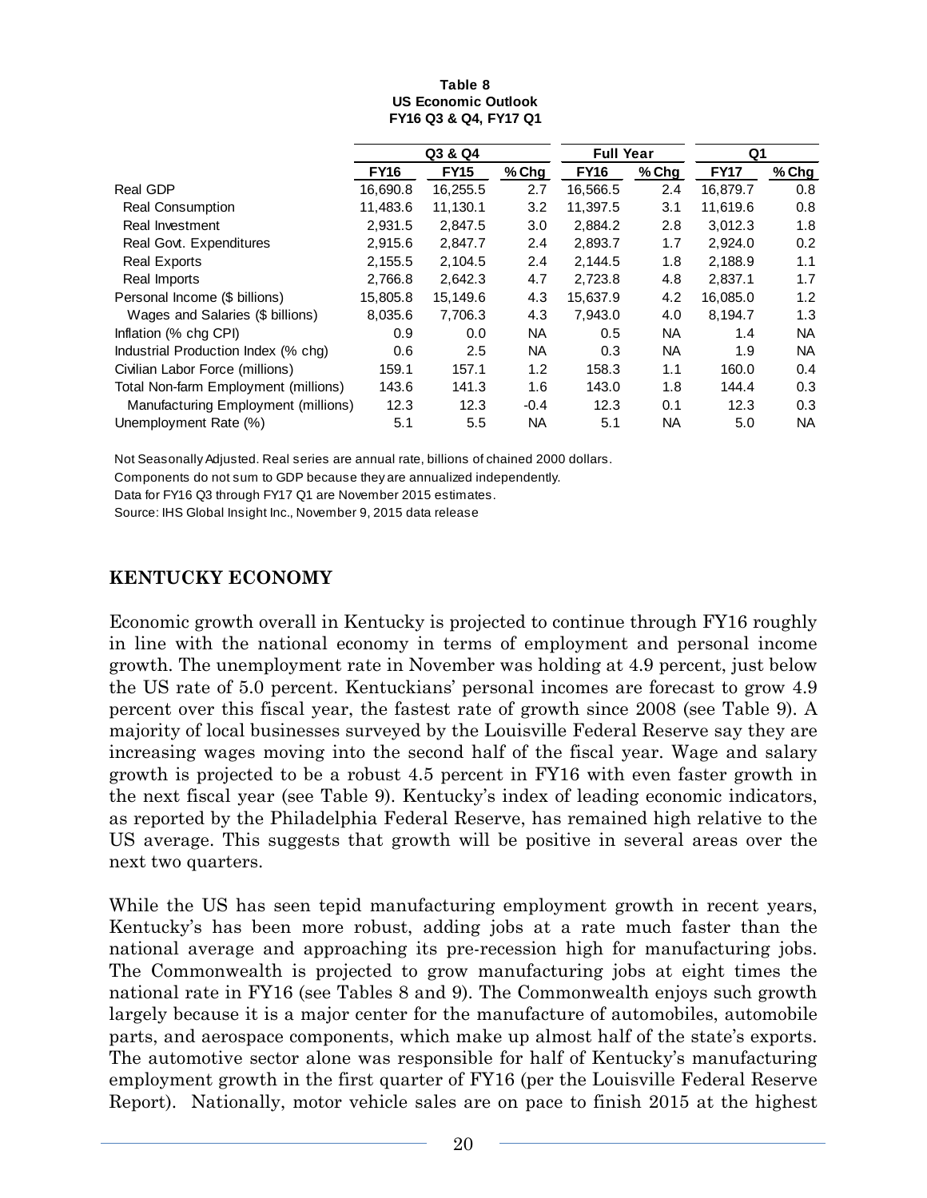**Table 8**
**US Economic Outlook**
**FY16 Q3 & Q4, FY17 Q1**

| | Q3 & Q4 | | | Full Year | | Q1 | |
|---|---|---|---|---|---|---|---|
| | **FY16** | **FY15** | **% Chg** | **FY16** | **% Chg** | **FY17** | **% Chg** |
| Real GDP | 16,690.8 | 16,255.5 | 2.7 | 16,566.5 | 2.4 | 16,879.7 | 0.8 |
| Real Consumption | 11,483.6 | 11,130.1 | 3.2 | 11,397.5 | 3.1 | 11,619.6 | 0.8 |
| Real Investment | 2,931.5 | 2,847.5 | 3.0 | 2,884.2 | 2.8 | 3,012.3 | 1.8 |
| Real Govt. Expenditures | 2,915.6 | 2,847.7 | 2.4 | 2,893.7 | 1.7 | 2,924.0 | 0.2 |
| Real Exports | 2,155.5 | 2,104.5 | 2.4 | 2,144.5 | 1.8 | 2,188.9 | 1.1 |
| Real Imports | 2,766.8 | 2,642.3 | 4.7 | 2,723.8 | 4.8 | 2,837.1 | 1.7 |
| Personal Income ($ billions) | 15,805.8 | 15,149.6 | 4.3 | 15,637.9 | 4.2 | 16,085.0 | 1.2 |
| Wages and Salaries ($ billions) | 8,035.6 | 7,706.3 | 4.3 | 7,943.0 | 4.0 | 8,194.7 | 1.3 |
| Inflation (% chg CPI) | 0.9 | 0.0 | NA | 0.5 | NA | 1.4 | NA |
| Industrial Production Index (% chg) | 0.6 | 2.5 | NA | 0.3 | NA | 1.9 | NA |
| Civilian Labor Force (millions) | 159.1 | 157.1 | 1.2 | 158.3 | 1.1 | 160.0 | 0.4 |
| Total Non-farm Employment (millions) | 143.6 | 141.3 | 1.6 | 143.0 | 1.8 | 144.4 | 0.3 |
| Manufacturing Employment (millions) | 12.3 | 12.3 | -0.4 | 12.3 | 0.1 | 12.3 | 0.3 |
| Unemployment Rate (%) | 5.1 | 5.5 | NA | 5.1 | NA | 5.0 | NA |

Not Seasonally Adjusted. Real series are annual rate, billions of chained 2000 dollars.

Components do not sum to GDP because they are annualized independently.

Data for FY16 Q3 through FY17 Q1 are November 2015 estimates.

Source: IHS Global Insight Inc., November 9, 2015 data release

## KENTUCKY ECONOMY

Economic growth overall in Kentucky is projected to continue through FY16 roughly in line with the national economy in terms of employment and personal income growth. The unemployment rate in November was holding at 4.9 percent, just below the US rate of 5.0 percent. Kentuckians' personal incomes are forecast to grow 4.9 percent over this fiscal year, the fastest rate of growth since 2008 (see Table 9). A majority of local businesses surveyed by the Louisville Federal Reserve say they are increasing wages moving into the second half of the fiscal year. Wage and salary growth is projected to be a robust 4.5 percent in FY16 with even faster growth in the next fiscal year (see Table 9). Kentucky's index of leading economic indicators, as reported by the Philadelphia Federal Reserve, has remained high relative to the US average. This suggests that growth will be positive in several areas over the next two quarters.

While the US has seen tepid manufacturing employment growth in recent years, Kentucky's has been more robust, adding jobs at a rate much faster than the national average and approaching its pre-recession high for manufacturing jobs. The Commonwealth is projected to grow manufacturing jobs at eight times the national rate in FY16 (see Tables 8 and 9). The Commonwealth enjoys such growth largely because it is a major center for the manufacture of automobiles, automobile parts, and aerospace components, which make up almost half of the state's exports. The automotive sector alone was responsible for half of Kentucky's manufacturing employment growth in the first quarter of FY16 (per the Louisville Federal Reserve Report). Nationally, motor vehicle sales are on pace to finish 2015 at the highest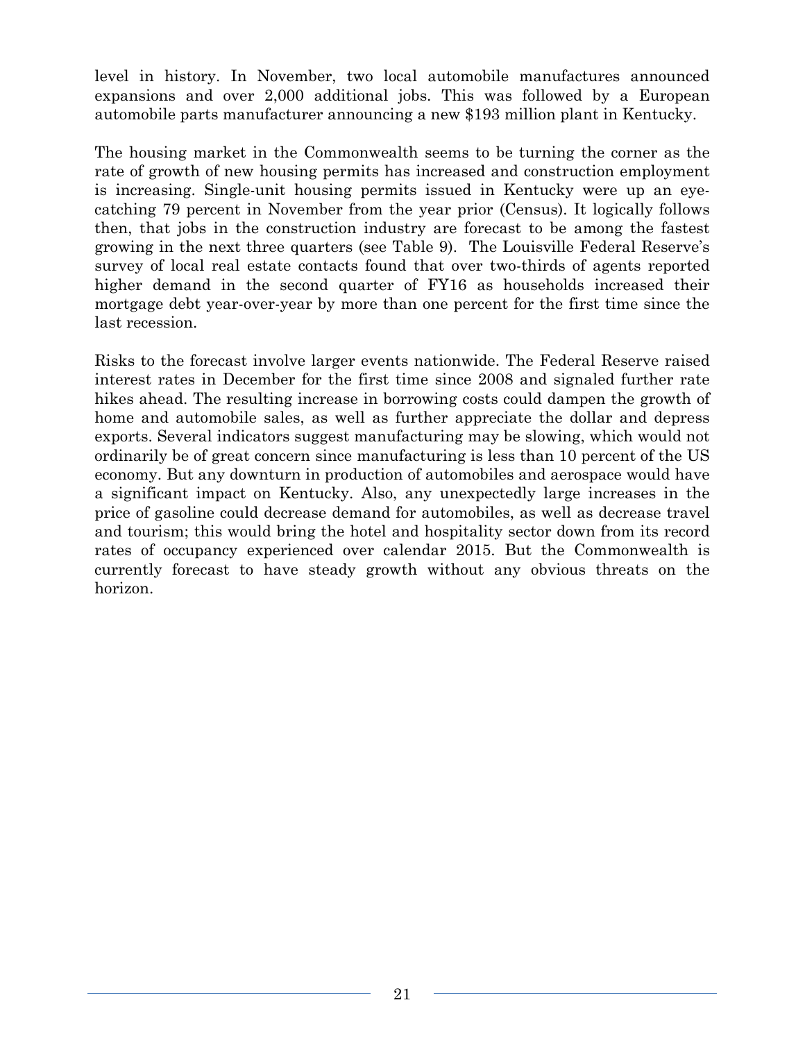level in history. In November, two local automobile manufactures announced expansions and over 2,000 additional jobs. This was followed by a European automobile parts manufacturer announcing a new $193 million plant in Kentucky.

The housing market in the Commonwealth seems to be turning the corner as the rate of growth of new housing permits has increased and construction employment is increasing. Single-unit housing permits issued in Kentucky were up an eye-catching 79 percent in November from the year prior (Census). It logically follows then, that jobs in the construction industry are forecast to be among the fastest growing in the next three quarters (see Table 9). The Louisville Federal Reserve's survey of local real estate contacts found that over two-thirds of agents reported higher demand in the second quarter of FY16 as households increased their mortgage debt year-over-year by more than one percent for the first time since the last recession.

Risks to the forecast involve larger events nationwide. The Federal Reserve raised interest rates in December for the first time since 2008 and signaled further rate hikes ahead. The resulting increase in borrowing costs could dampen the growth of home and automobile sales, as well as further appreciate the dollar and depress exports. Several indicators suggest manufacturing may be slowing, which would not ordinarily be of great concern since manufacturing is less than 10 percent of the US economy. But any downturn in production of automobiles and aerospace would have a significant impact on Kentucky. Also, any unexpectedly large increases in the price of gasoline could decrease demand for automobiles, as well as decrease travel and tourism; this would bring the hotel and hospitality sector down from its record rates of occupancy experienced over calendar 2015. But the Commonwealth is currently forecast to have steady growth without any obvious threats on the horizon.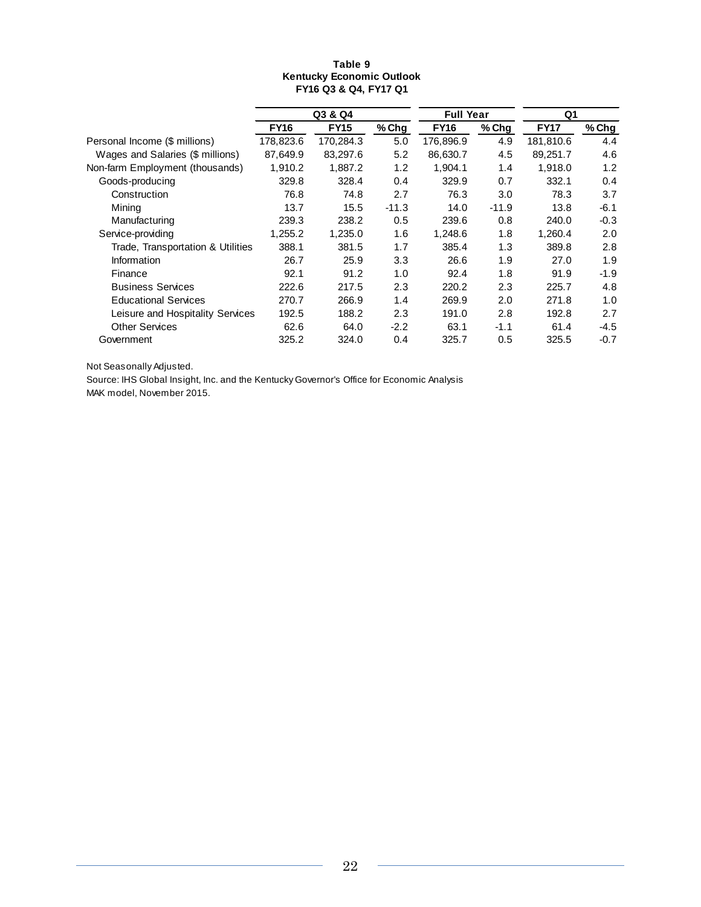**Table 9**
**Kentucky Economic Outlook**
**FY16 Q3 & Q4, FY17 Q1**

| | Q3 & Q4 | | | Full Year | | Q1 | |
|---|---|---|---|---|---|---|---|
| | **FY16** | **FY15** | **% Chg** | **FY16** | **% Chg** | **FY17** | **% Chg** |
| Personal Income ($ millions) | 178,823.6 | 170,284.3 | 5.0 | 176,896.9 | 4.9 | 181,810.6 | 4.4 |
| Wages and Salaries ($ millions) | 87,649.9 | 83,297.6 | 5.2 | 86,630.7 | 4.5 | 89,251.7 | 4.6 |
| Non-farm Employment (thousands) | 1,910.2 | 1,887.2 | 1.2 | 1,904.1 | 1.4 | 1,918.0 | 1.2 |
| Goods-producing | 329.8 | 328.4 | 0.4 | 329.9 | 0.7 | 332.1 | 0.4 |
| Construction | 76.8 | 74.8 | 2.7 | 76.3 | 3.0 | 78.3 | 3.7 |
| Mining | 13.7 | 15.5 | -11.3 | 14.0 | -11.9 | 13.8 | -6.1 |
| Manufacturing | 239.3 | 238.2 | 0.5 | 239.6 | 0.8 | 240.0 | -0.3 |
| Service-providing | 1,255.2 | 1,235.0 | 1.6 | 1,248.6 | 1.8 | 1,260.4 | 2.0 |
| Trade, Transportation & Utilities | 388.1 | 381.5 | 1.7 | 385.4 | 1.3 | 389.8 | 2.8 |
| Information | 26.7 | 25.9 | 3.3 | 26.6 | 1.9 | 27.0 | 1.9 |
| Finance | 92.1 | 91.2 | 1.0 | 92.4 | 1.8 | 91.9 | -1.9 |
| Business Services | 222.6 | 217.5 | 2.3 | 220.2 | 2.3 | 225.7 | 4.8 |
| Educational Services | 270.7 | 266.9 | 1.4 | 269.9 | 2.0 | 271.8 | 1.0 |
| Leisure and Hospitality Services | 192.5 | 188.2 | 2.3 | 191.0 | 2.8 | 192.8 | 2.7 |
| Other Services | 62.6 | 64.0 | -2.2 | 63.1 | -1.1 | 61.4 | -4.5 |
| Government | 325.2 | 324.0 | 0.4 | 325.7 | 0.5 | 325.5 | -0.7 |

Not Seasonally Adjusted.
Source: IHS Global Insight, Inc. and the Kentucky Governor's Office for Economic Analysis
MAK model, November 2015.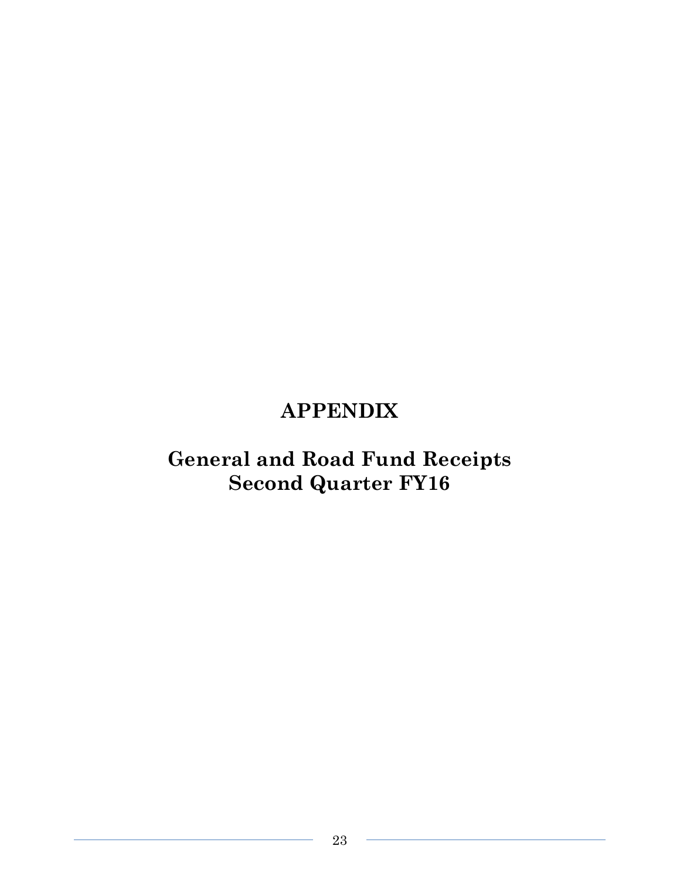# APPENDIX

## General and Road Fund Receipts
## Second Quarter FY16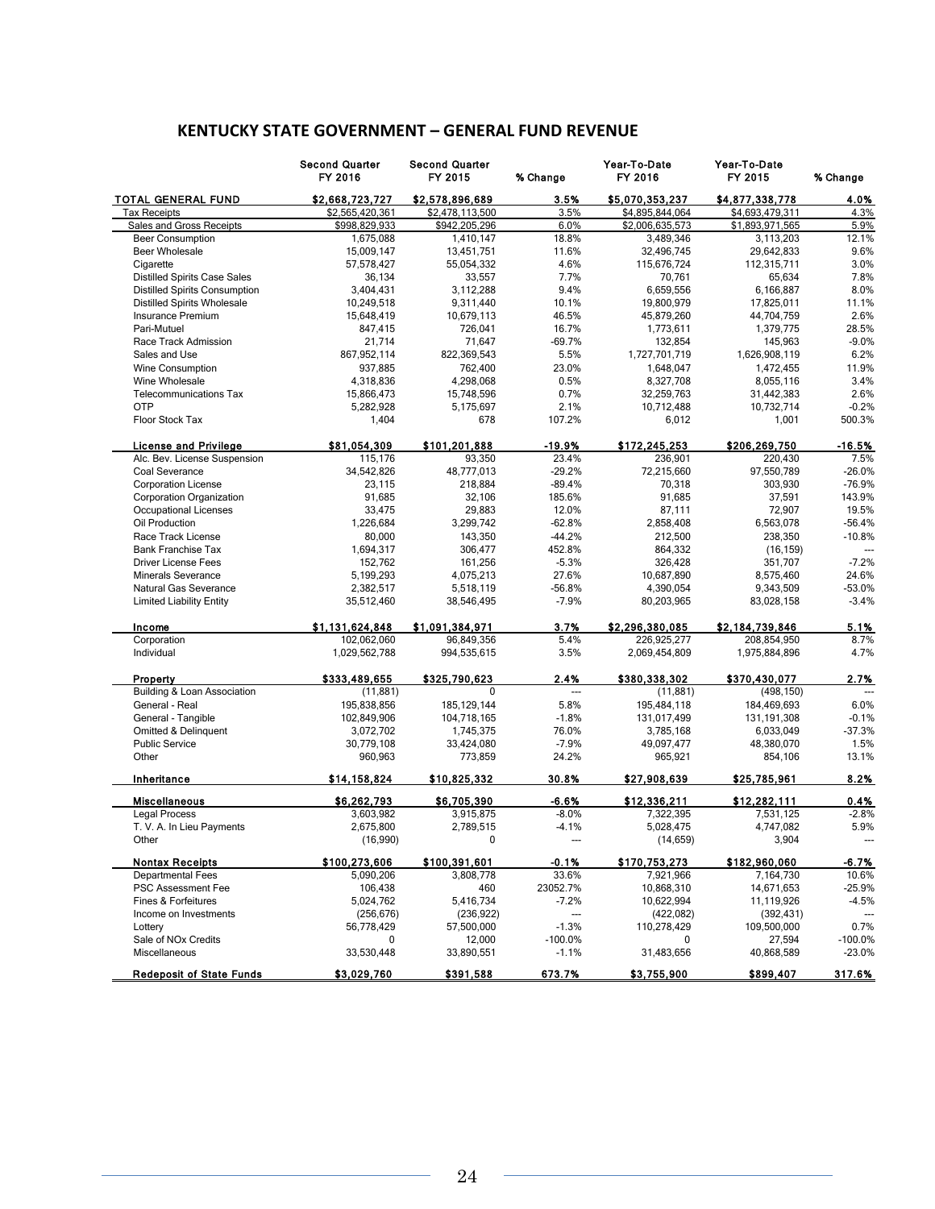## KENTUCKY STATE GOVERNMENT – GENERAL FUND REVENUE

| | Second Quarter FY 2016 | Second Quarter FY 2015 | % Change | Year-To-Date FY 2016 | Year-To-Date FY 2015 | % Change |
|---|---|---|---|---|---|---|
| **TOTAL GENERAL FUND** | **$2,668,723,727** | **$2,578,896,689** | **3.5%** | **$5,070,353,237** | **$4,877,338,778** | **4.0%** |
| Tax Receipts | $2,565,420,361 | $2,478,113,500 | 3.5% | $4,895,844,064 | $4,693,479,311 | 4.3% |
| Sales and Gross Receipts | $998,829,933 | $942,205,296 | 6.0% | $2,006,635,573 | $1,893,971,565 | 5.9% |
| Beer Consumption | 1,675,088 | 1,410,147 | 18.8% | 3,489,346 | 3,113,203 | 12.1% |
| Beer Wholesale | 15,009,147 | 13,451,751 | 11.6% | 32,496,745 | 29,642,833 | 9.6% |
| Cigarette | 57,578,427 | 55,054,332 | 4.6% | 115,676,724 | 112,315,711 | 3.0% |
| Distilled Spirits Case Sales | 36,134 | 33,557 | 7.7% | 70,761 | 65,634 | 7.8% |
| Distilled Spirits Consumption | 3,404,431 | 3,112,288 | 9.4% | 6,659,556 | 6,166,887 | 8.0% |
| Distilled Spirits Wholesale | 10,249,518 | 9,311,440 | 10.1% | 19,800,979 | 17,825,011 | 11.1% |
| Insurance Premium | 15,648,419 | 10,679,113 | 46.5% | 45,879,260 | 44,704,759 | 2.6% |
| Pari-Mutuel | 847,415 | 726,041 | 16.7% | 1,773,611 | 1,379,775 | 28.5% |
| Race Track Admission | 21,714 | 71,647 | -69.7% | 132,854 | 145,963 | -9.0% |
| Sales and Use | 867,952,114 | 822,369,543 | 5.5% | 1,727,701,719 | 1,626,908,119 | 6.2% |
| Wine Consumption | 937,885 | 762,400 | 23.0% | 1,648,047 | 1,472,455 | 11.9% |
| Wine Wholesale | 4,318,836 | 4,298,068 | 0.5% | 8,327,708 | 8,055,116 | 3.4% |
| Telecommunications Tax | 15,866,473 | 15,748,596 | 0.7% | 32,259,763 | 31,442,383 | 2.6% |
| OTP | 5,282,928 | 5,175,697 | 2.1% | 10,712,488 | 10,732,714 | -0.2% |
| Floor Stock Tax | 1,404 | 678 | 107.2% | 6,012 | 1,001 | 500.3% |
| **License and Privilege** | **$81,054,309** | **$101,201,888** | **-19.9%** | **$172,245,253** | **$206,269,750** | **-16.5%** |
| Alc. Bev. License Suspension | 115,176 | 93,350 | 23.4% | 236,901 | 220,430 | 7.5% |
| Coal Severance | 34,542,826 | 48,777,013 | -29.2% | 72,215,660 | 97,550,789 | -26.0% |
| Corporation License | 23,115 | 218,884 | -89.4% | 70,318 | 303,930 | -76.9% |
| Corporation Organization | 91,685 | 32,106 | 185.6% | 91,685 | 37,591 | 143.9% |
| Occupational Licenses | 33,475 | 29,883 | 12.0% | 87,111 | 72,907 | 19.5% |
| Oil Production | 1,226,684 | 3,299,742 | -62.8% | 2,858,408 | 6,563,078 | -56.4% |
| Race Track License | 80,000 | 143,350 | -44.2% | 212,500 | 238,350 | -10.8% |
| Bank Franchise Tax | 1,694,317 | 306,477 | 452.8% | 864,332 | (16,159) | --- |
| Driver License Fees | 152,762 | 161,256 | -5.3% | 326,428 | 351,707 | -7.2% |
| Minerals Severance | 5,199,293 | 4,075,213 | 27.6% | 10,687,890 | 8,575,460 | 24.6% |
| Natural Gas Severance | 2,382,517 | 5,518,119 | -56.8% | 4,390,054 | 9,343,509 | -53.0% |
| Limited Liability Entity | 35,512,460 | 38,546,495 | -7.9% | 80,203,965 | 83,028,158 | -3.4% |
| **Income** | **$1,131,624,848** | **$1,091,384,971** | **3.7%** | **$2,296,380,085** | **$2,184,739,846** | **5.1%** |
| Corporation | 102,062,060 | 96,849,356 | 5.4% | 226,925,277 | 208,854,950 | 8.7% |
| Individual | 1,029,562,788 | 994,535,615 | 3.5% | 2,069,454,809 | 1,975,884,896 | 4.7% |
| **Property** | **$333,489,655** | **$325,790,623** | **2.4%** | **$380,338,302** | **$370,430,077** | **2.7%** |
| Building & Loan Association | (11,881) | 0 | --- | (11,881) | (498,150) | --- |
| General - Real | 195,838,856 | 185,129,144 | 5.8% | 195,484,118 | 184,469,693 | 6.0% |
| General - Tangible | 102,849,906 | 104,718,165 | -1.8% | 131,017,499 | 131,191,308 | -0.1% |
| Omitted & Delinquent | 3,072,702 | 1,745,375 | 76.0% | 3,785,168 | 6,033,049 | -37.3% |
| Public Service | 30,779,108 | 33,424,080 | -7.9% | 49,097,477 | 48,380,070 | 1.5% |
| Other | 960,963 | 773,859 | 24.2% | 965,921 | 854,106 | 13.1% |
| **Inheritance** | **$14,158,824** | **$10,825,332** | **30.8%** | **$27,908,639** | **$25,785,961** | **8.2%** |
| **Miscellaneous** | **$6,262,793** | **$6,705,390** | **-6.6%** | **$12,336,211** | **$12,282,111** | **0.4%** |
| Legal Process | 3,603,982 | 3,915,875 | -8.0% | 7,322,395 | 7,531,125 | -2.8% |
| T. V. A. In Lieu Payments | 2,675,800 | 2,789,515 | -4.1% | 5,028,475 | 4,747,082 | 5.9% |
| Other | (16,990) | 0 | --- | (14,659) | 3,904 | --- |
| **Nontax Receipts** | **$100,273,606** | **$100,391,601** | **-0.1%** | **$170,753,273** | **$182,960,060** | **-6.7%** |
| Departmental Fees | 5,090,206 | 3,808,778 | 33.6% | 7,921,966 | 7,164,730 | 10.6% |
| PSC Assessment Fee | 106,438 | 460 | 23052.7% | 10,868,310 | 14,671,653 | -25.9% |
| Fines & Forfeitures | 5,024,762 | 5,416,734 | -7.2% | 10,622,994 | 11,119,926 | -4.5% |
| Income on Investments | (256,676) | (236,922) | --- | (422,082) | (392,431) | --- |
| Lottery | 56,778,429 | 57,500,000 | -1.3% | 110,278,429 | 109,500,000 | 0.7% |
| Sale of NOx Credits | 0 | 12,000 | -100.0% | 0 | 27,594 | -100.0% |
| Miscellaneous | 33,530,448 | 33,890,551 | -1.1% | 31,483,656 | 40,868,589 | -23.0% |
| **Redeposit of State Funds** | **$3,029,760** | **$391,588** | **673.7%** | **$3,755,900** | **$899,407** | **317.6%** |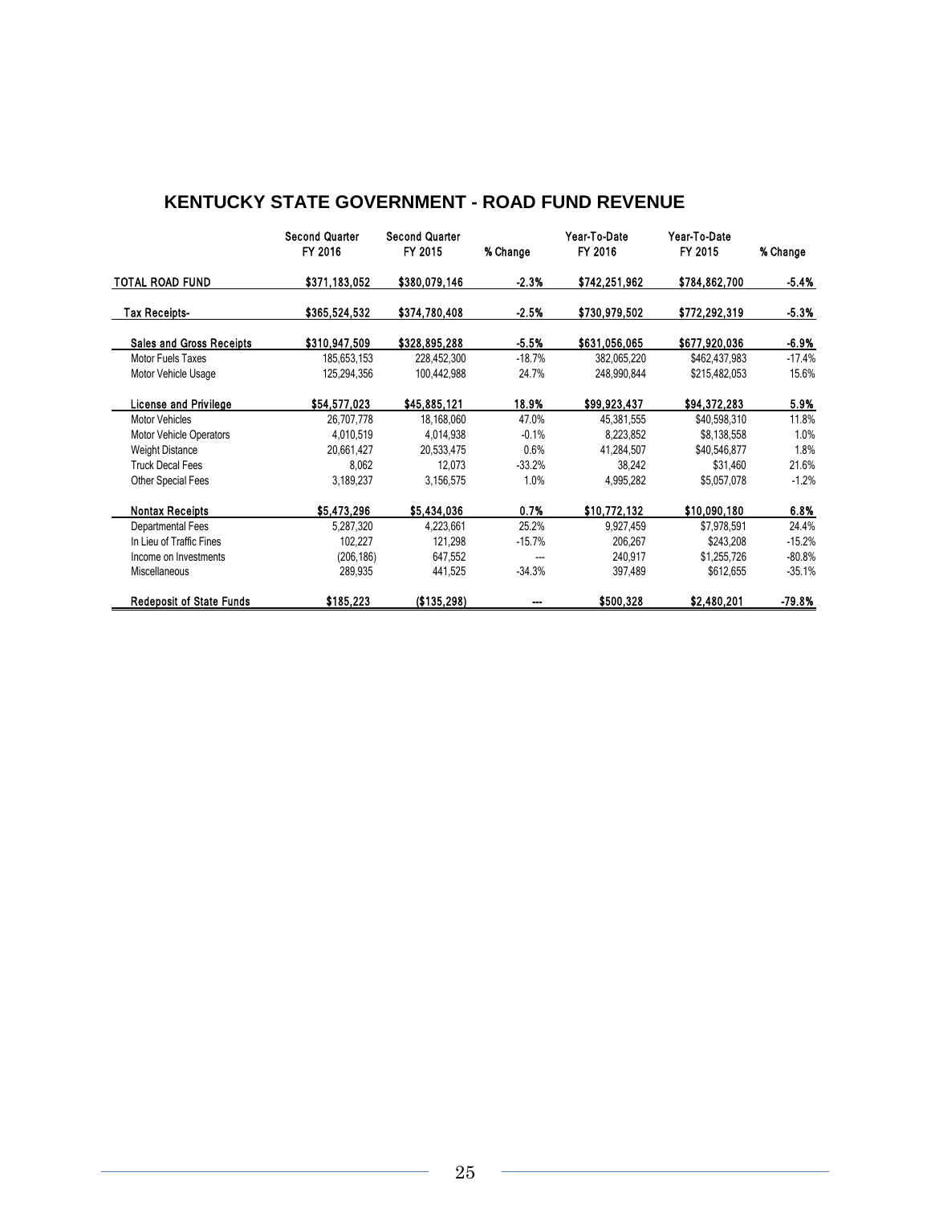## KENTUCKY STATE GOVERNMENT - ROAD FUND REVENUE

| | Second Quarter FY 2016 | Second Quarter FY 2015 | % Change | Year-To-Date FY 2016 | Year-To-Date FY 2015 | % Change |
|---|---|---|---|---|---|---|
| **TOTAL ROAD FUND** | **$371,183,052** | **$380,079,146** | **-2.3%** | **$742,251,962** | **$784,862,700** | **-5.4%** |
| **Tax Receipts-** | **$365,524,532** | **$374,780,408** | **-2.5%** | **$730,979,502** | **$772,292,319** | **-5.3%** |
| **Sales and Gross Receipts** | **$310,947,509** | **$328,895,288** | **-5.5%** | **$631,056,065** | **$677,920,036** | **-6.9%** |
| Motor Fuels Taxes | 185,653,153 | 228,452,300 | -18.7% | 382,065,220 | $462,437,983 | -17.4% |
| Motor Vehicle Usage | 125,294,356 | 100,442,988 | 24.7% | 248,990,844 | $215,482,053 | 15.6% |
| **License and Privilege** | **$54,577,023** | **$45,885,121** | **18.9%** | **$99,923,437** | **$94,372,283** | **5.9%** |
| Motor Vehicles | 26,707,778 | 18,168,060 | 47.0% | 45,381,555 | $40,598,310 | 11.8% |
| Motor Vehicle Operators | 4,010,519 | 4,014,938 | -0.1% | 8,223,852 | $8,138,558 | 1.0% |
| Weight Distance | 20,661,427 | 20,533,475 | 0.6% | 41,284,507 | $40,546,877 | 1.8% |
| Truck Decal Fees | 8,062 | 12,073 | -33.2% | 38,242 | $31,460 | 21.6% |
| Other Special Fees | 3,189,237 | 3,156,575 | 1.0% | 4,995,282 | $5,057,078 | -1.2% |
| **Nontax Receipts** | **$5,473,296** | **$5,434,036** | **0.7%** | **$10,772,132** | **$10,090,180** | **6.8%** |
| Departmental Fees | 5,287,320 | 4,223,661 | 25.2% | 9,927,459 | $7,978,591 | 24.4% |
| In Lieu of Traffic Fines | 102,227 | 121,298 | -15.7% | 206,267 | $243,208 | -15.2% |
| Income on Investments | (206,186) | 647,552 | --- | 240,917 | $1,255,726 | -80.8% |
| Miscellaneous | 289,935 | 441,525 | -34.3% | 397,489 | $612,655 | -35.1% |
| **Redeposit of State Funds** | **$185,223** | **($135,298)** | **---** | **$500,328** | **$2,480,201** | **-79.8%** |